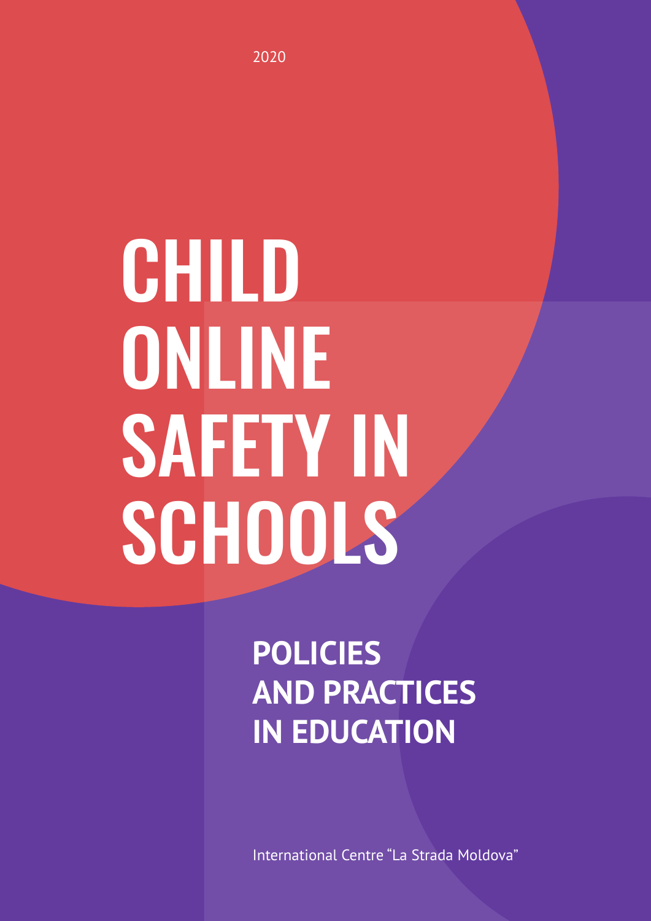2020

# CHILD ONLINE SAFETY IN SCHOOLS

## POLICIES AND PRACTICES IN EDUCATION

International Centre “La Strada Moldova”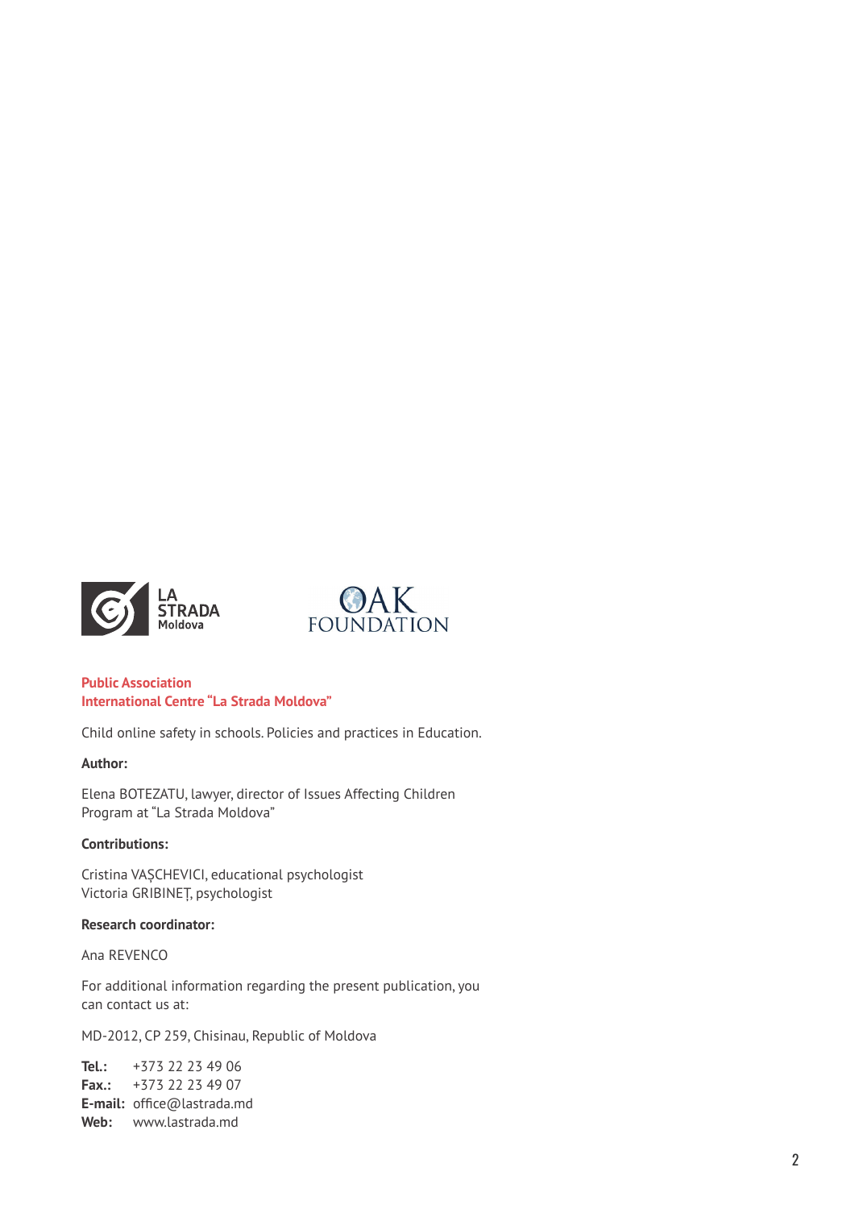**Public Association**
**International Centre "La Strada Moldova"**

Child online safety in schools. Policies and practices in Education.

**Author:**

Elena BOTEZATU, lawyer, director of Issues Affecting Children Program at "La Strada Moldova"

**Contributions:**

Cristina VAŞCHEVICI, educational psychologist
Victoria GRIBINEŢ, psychologist

**Research coordinator:**

Ana REVENCO

For additional information regarding the present publication, you can contact us at:

MD-2012, CP 259, Chisinau, Republic of Moldova

**Tel.:** +373 22 23 49 06
**Fax.:** +373 22 23 49 07
**E-mail:** office@lastrada.md
**Web:** www.lastrada.md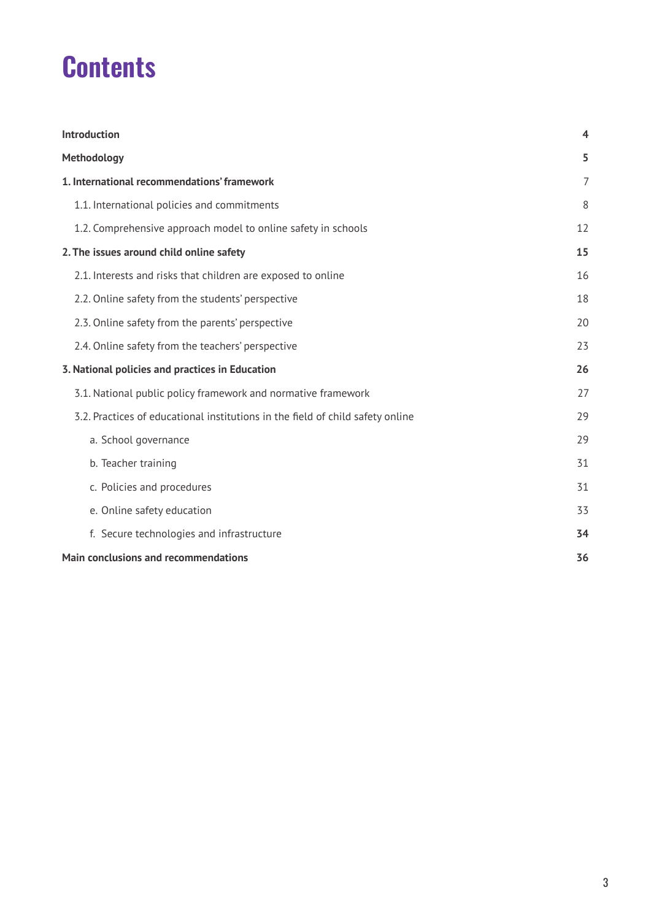# Contents

| | |
|---|---|
| **Introduction** | **4** |
| **Methodology** | **5** |
| **1. International recommendations' framework** | 7 |
| 1.1. International policies and commitments | 8 |
| 1.2. Comprehensive approach model to online safety in schools | 12 |
| **2. The issues around child online safety** | **15** |
| 2.1. Interests and risks that children are exposed to online | 16 |
| 2.2. Online safety from the students' perspective | 18 |
| 2.3. Online safety from the parents' perspective | 20 |
| 2.4. Online safety from the teachers' perspective | 23 |
| **3. National policies and practices in Education** | **26** |
| 3.1. National public policy framework and normative framework | 27 |
| 3.2. Practices of educational institutions in the field of child safety online | 29 |
| a. School governance | 29 |
| b. Teacher training | 31 |
| c. Policies and procedures | 31 |
| e. Online safety education | 33 |
| f. Secure technologies and infrastructure | **34** |
| **Main conclusions and recommendations** | **36** |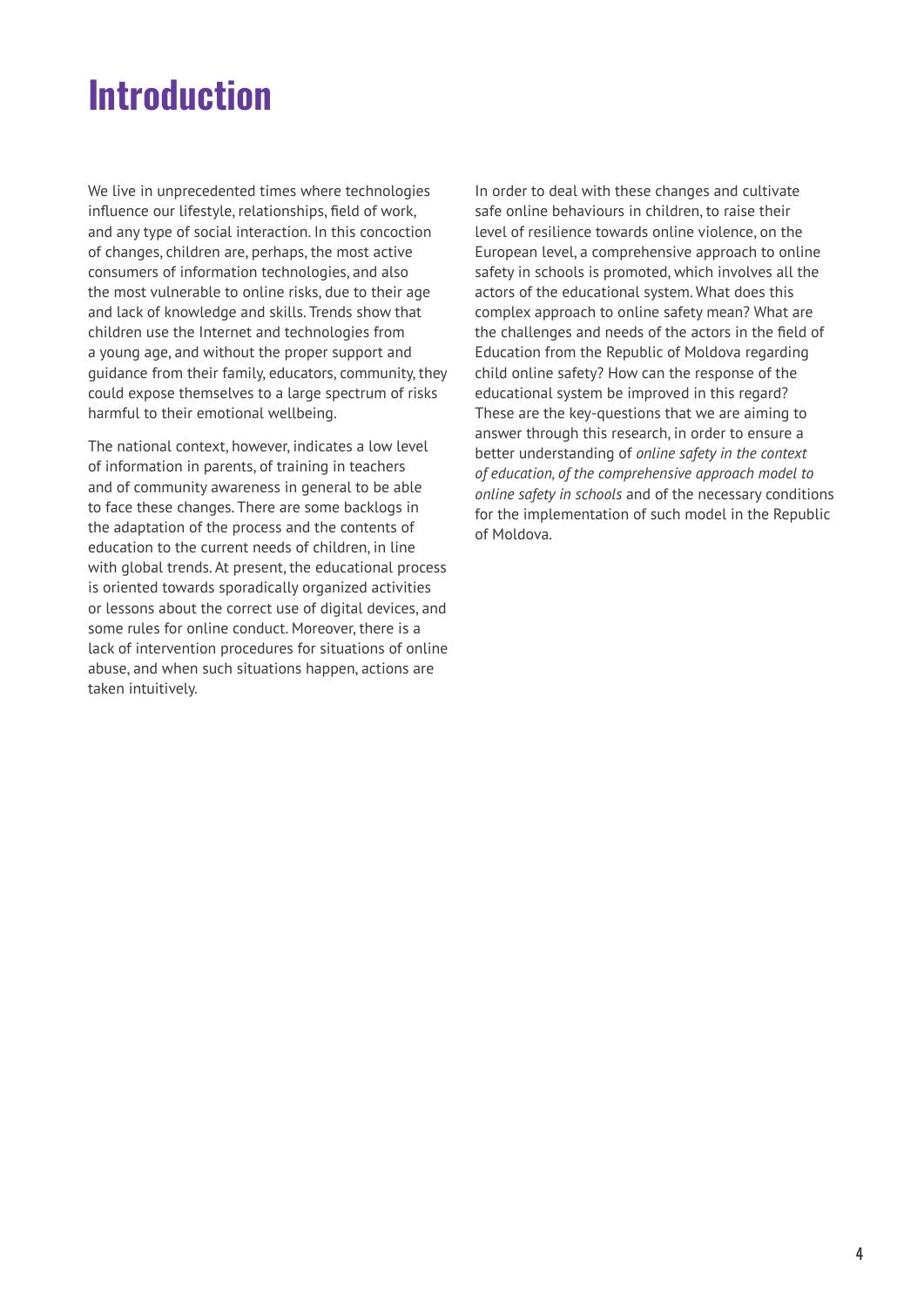# Introduction

We live in unprecedented times where technologies influence our lifestyle, relationships, field of work, and any type of social interaction. In this concoction of changes, children are, perhaps, the most active consumers of information technologies, and also the most vulnerable to online risks, due to their age and lack of knowledge and skills. Trends show that children use the Internet and technologies from a young age, and without the proper support and guidance from their family, educators, community, they could expose themselves to a large spectrum of risks harmful to their emotional wellbeing.

The national context, however, indicates a low level of information in parents, of training in teachers and of community awareness in general to be able to face these changes. There are some backlogs in the adaptation of the process and the contents of education to the current needs of children, in line with global trends. At present, the educational process is oriented towards sporadically organized activities or lessons about the correct use of digital devices, and some rules for online conduct. Moreover, there is a lack of intervention procedures for situations of online abuse, and when such situations happen, actions are taken intuitively.

In order to deal with these changes and cultivate safe online behaviours in children, to raise their level of resilience towards online violence, on the European level, a comprehensive approach to online safety in schools is promoted, which involves all the actors of the educational system. What does this complex approach to online safety mean? What are the challenges and needs of the actors in the field of Education from the Republic of Moldova regarding child online safety? How can the response of the educational system be improved in this regard? These are the key-questions that we are aiming to answer through this research, in order to ensure a better understanding of *online safety in the context of education, of the comprehensive approach model to online safety in schools* and of the necessary conditions for the implementation of such model in the Republic of Moldova.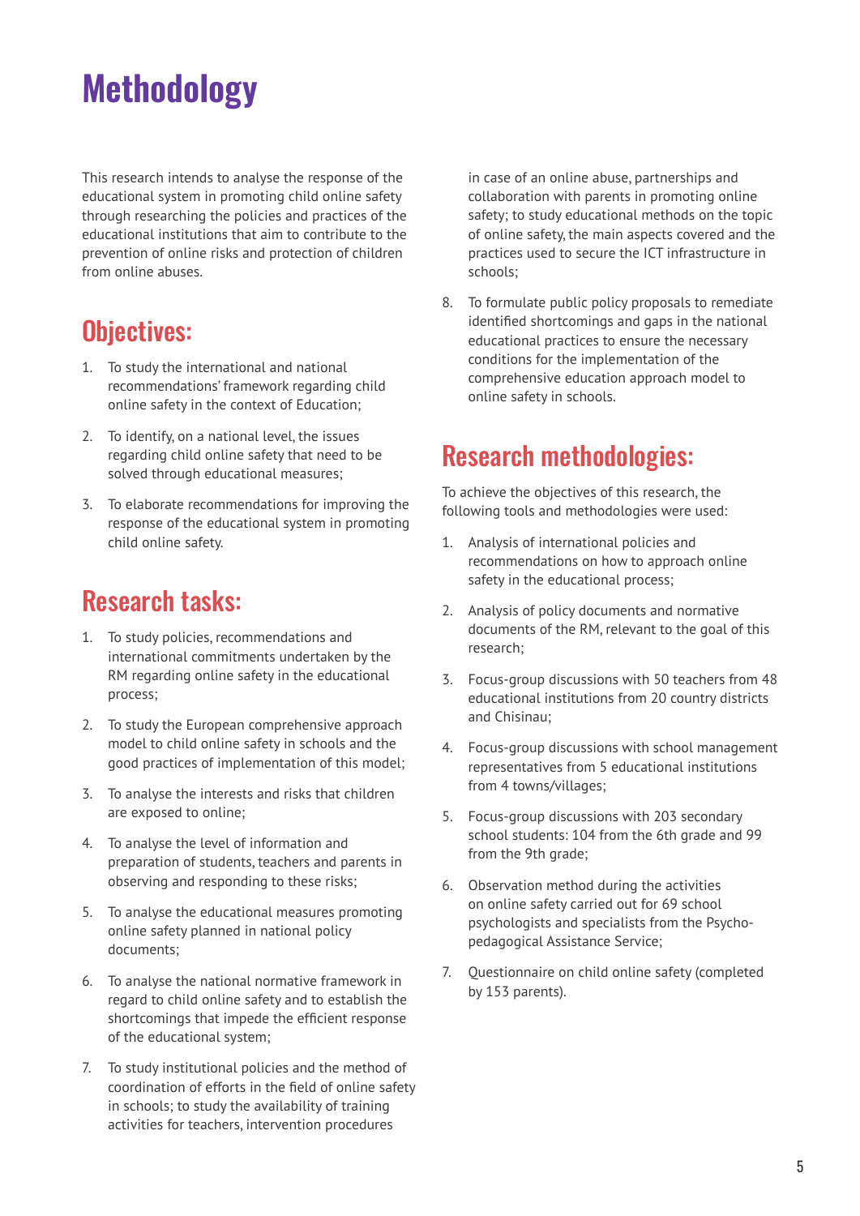# Methodology

This research intends to analyse the response of the educational system in promoting child online safety through researching the policies and practices of the educational institutions that aim to contribute to the prevention of online risks and protection of children from online abuses.

## Objectives:

1. To study the international and national recommendations' framework regarding child online safety in the context of Education;
2. To identify, on a national level, the issues regarding child online safety that need to be solved through educational measures;
3. To elaborate recommendations for improving the response of the educational system in promoting child online safety.

## Research tasks:

1. To study policies, recommendations and international commitments undertaken by the RM regarding online safety in the educational process;
2. To study the European comprehensive approach model to child online safety in schools and the good practices of implementation of this model;
3. To analyse the interests and risks that children are exposed to online;
4. To analyse the level of information and preparation of students, teachers and parents in observing and responding to these risks;
5. To analyse the educational measures promoting online safety planned in national policy documents;
6. To analyse the national normative framework in regard to child online safety and to establish the shortcomings that impede the efficient response of the educational system;
7. To study institutional policies and the method of coordination of efforts in the field of online safety in schools; to study the availability of training activities for teachers, intervention procedures in case of an online abuse, partnerships and collaboration with parents in promoting online safety; to study educational methods on the topic of online safety, the main aspects covered and the practices used to secure the ICT infrastructure in schools;
8. To formulate public policy proposals to remediate identified shortcomings and gaps in the national educational practices to ensure the necessary conditions for the implementation of the comprehensive education approach model to online safety in schools.

## Research methodologies:

To achieve the objectives of this research, the following tools and methodologies were used:

1. Analysis of international policies and recommendations on how to approach online safety in the educational process;
2. Analysis of policy documents and normative documents of the RM, relevant to the goal of this research;
3. Focus-group discussions with 50 teachers from 48 educational institutions from 20 country districts and Chisinau;
4. Focus-group discussions with school management representatives from 5 educational institutions from 4 towns/villages;
5. Focus-group discussions with 203 secondary school students: 104 from the 6th grade and 99 from the 9th grade;
6. Observation method during the activities on online safety carried out for 69 school psychologists and specialists from the Psycho-pedagogical Assistance Service;
7. Questionnaire on child online safety (completed by 153 parents).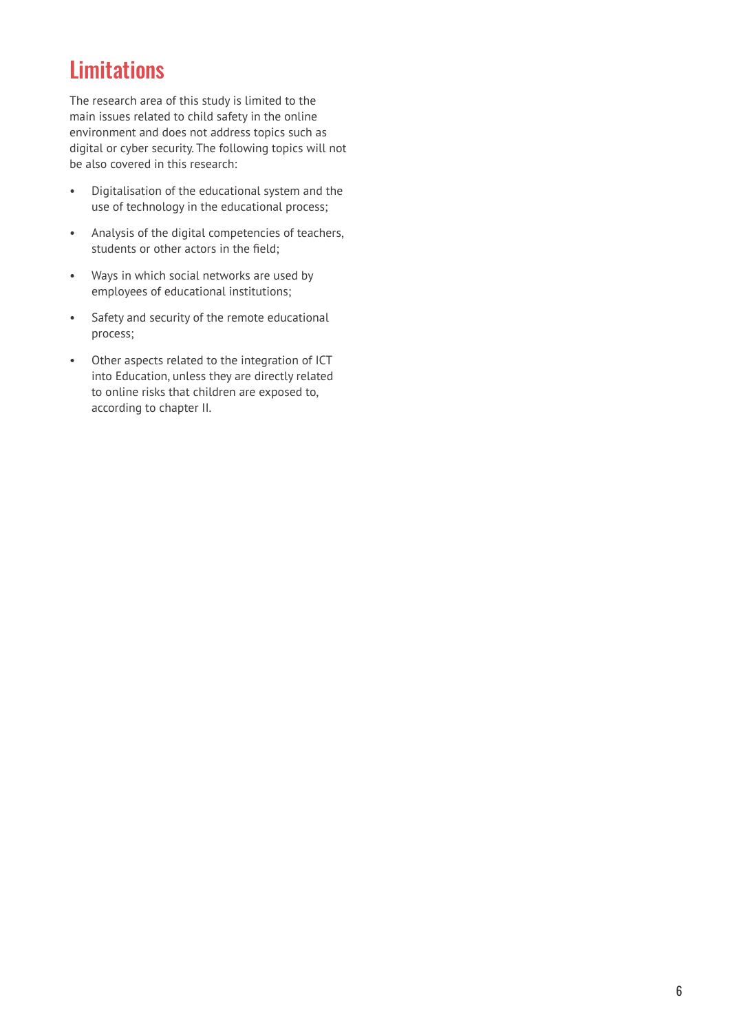## Limitations

The research area of this study is limited to the main issues related to child safety in the online environment and does not address topics such as digital or cyber security. The following topics will not be also covered in this research:

- Digitalisation of the educational system and the use of technology in the educational process;
- Analysis of the digital competencies of teachers, students or other actors in the field;
- Ways in which social networks are used by employees of educational institutions;
- Safety and security of the remote educational process;
- Other aspects related to the integration of ICT into Education, unless they are directly related to online risks that children are exposed to, according to chapter II.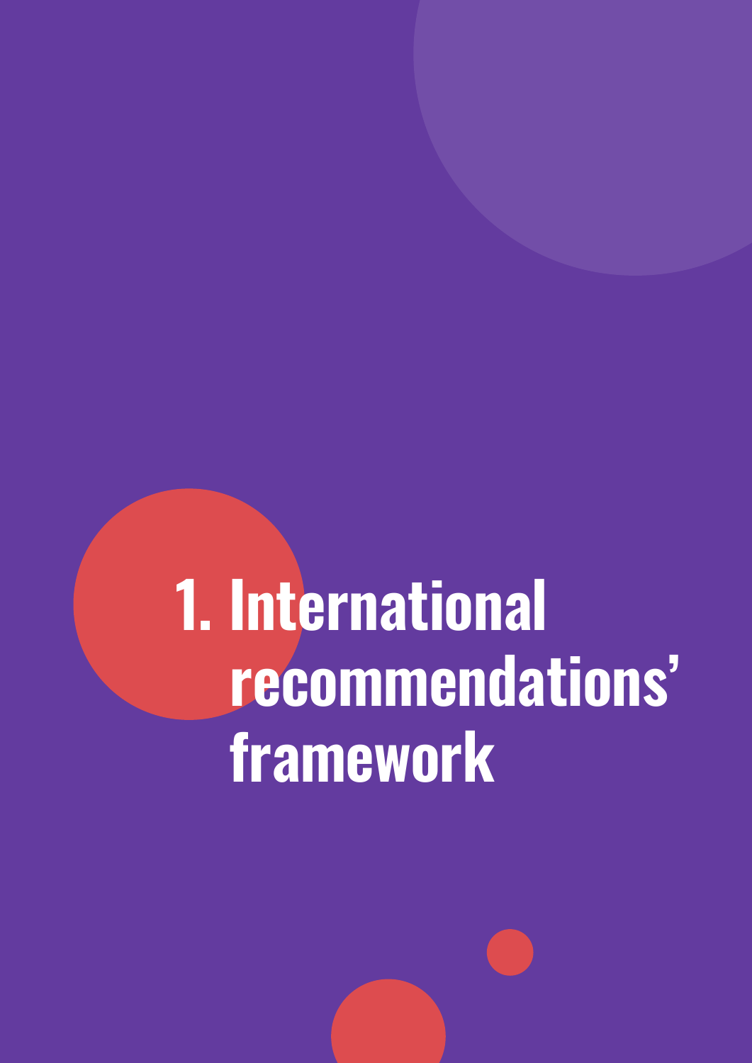# 1. International recommendations' framework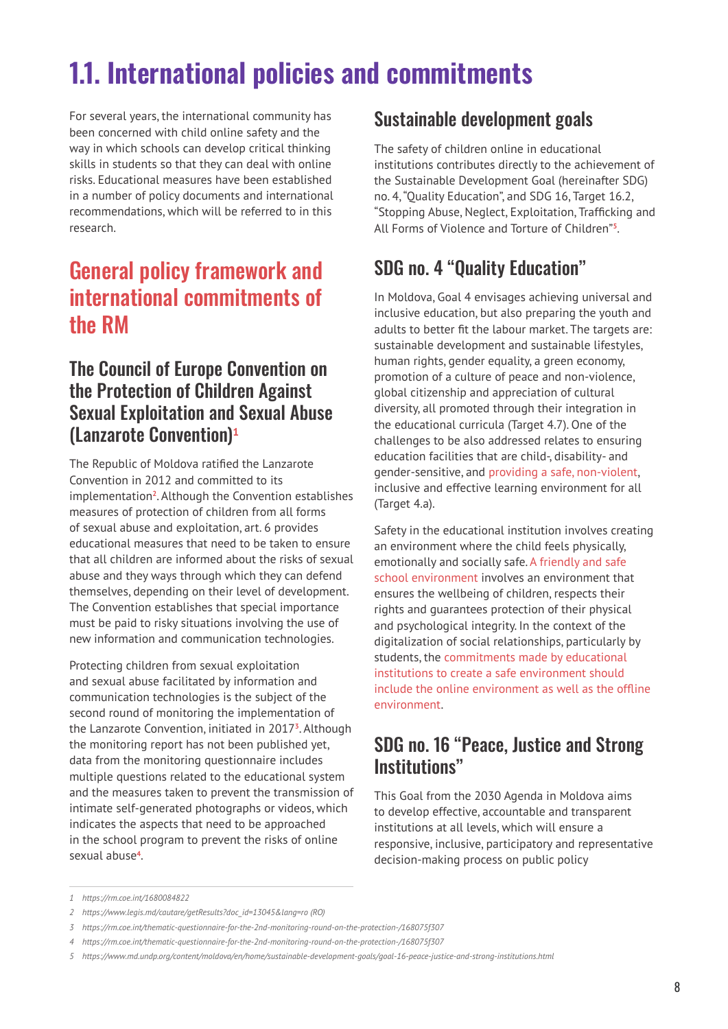# 1.1. International policies and commitments

For several years, the international community has been concerned with child online safety and the way in which schools can develop critical thinking skills in students so that they can deal with online risks. Educational measures have been established in a number of policy documents and international recommendations, which will be referred to in this research.

## General policy framework and international commitments of the RM

### The Council of Europe Convention on the Protection of Children Against Sexual Exploitation and Sexual Abuse (Lanzarote Convention)[1]

The Republic of Moldova ratified the Lanzarote Convention in 2012 and committed to its implementation[2]. Although the Convention establishes measures of protection of children from all forms of sexual abuse and exploitation, art. 6 provides educational measures that need to be taken to ensure that all children are informed about the risks of sexual abuse and they ways through which they can defend themselves, depending on their level of development. The Convention establishes that special importance must be paid to risky situations involving the use of new information and communication technologies.

Protecting children from sexual exploitation and sexual abuse facilitated by information and communication technologies is the subject of the second round of monitoring the implementation of the Lanzarote Convention, initiated in 2017[3]. Although the monitoring report has not been published yet, data from the monitoring questionnaire includes multiple questions related to the educational system and the measures taken to prevent the transmission of intimate self-generated photographs or videos, which indicates the aspects that need to be approached in the school program to prevent the risks of online sexual abuse[4].

### Sustainable development goals

The safety of children online in educational institutions contributes directly to the achievement of the Sustainable Development Goal (hereinafter SDG) no. 4, "Quality Education", and SDG 16, Target 16.2, "Stopping Abuse, Neglect, Exploitation, Trafficking and All Forms of Violence and Torture of Children"[5].

### SDG no. 4 "Quality Education"

In Moldova, Goal 4 envisages achieving universal and inclusive education, but also preparing the youth and adults to better fit the labour market. The targets are: sustainable development and sustainable lifestyles, human rights, gender equality, a green economy, promotion of a culture of peace and non-violence, global citizenship and appreciation of cultural diversity, all promoted through their integration in the educational curricula (Target 4.7). One of the challenges to be also addressed relates to ensuring education facilities that are child-, disability- and gender-sensitive, and providing a safe, non-violent, inclusive and effective learning environment for all (Target 4.a).

Safety in the educational institution involves creating an environment where the child feels physically, emotionally and socially safe. A friendly and safe school environment involves an environment that ensures the wellbeing of children, respects their rights and guarantees protection of their physical and psychological integrity. In the context of the digitalization of social relationships, particularly by students, the commitments made by educational institutions to create a safe environment should include the online environment as well as the offline environment.

### SDG no. 16 "Peace, Justice and Strong Institutions"

This Goal from the 2030 Agenda in Moldova aims to develop effective, accountable and transparent institutions at all levels, which will ensure a responsive, inclusive, participatory and representative decision-making process on public policy

---

1 https://rm.coe.int/1680084822

2 https://www.legis.md/cautare/getResults?doc_id=13045&lang=ro (RO)

3 https://rm.coe.int/thematic-questionnaire-for-the-2nd-monitoring-round-on-the-protection-/168075f307

4 https://rm.coe.int/thematic-questionnaire-for-the-2nd-monitoring-round-on-the-protection-/168075f307

5 https://www.md.undp.org/content/moldova/en/home/sustainable-development-goals/goal-16-peace-justice-and-strong-institutions.html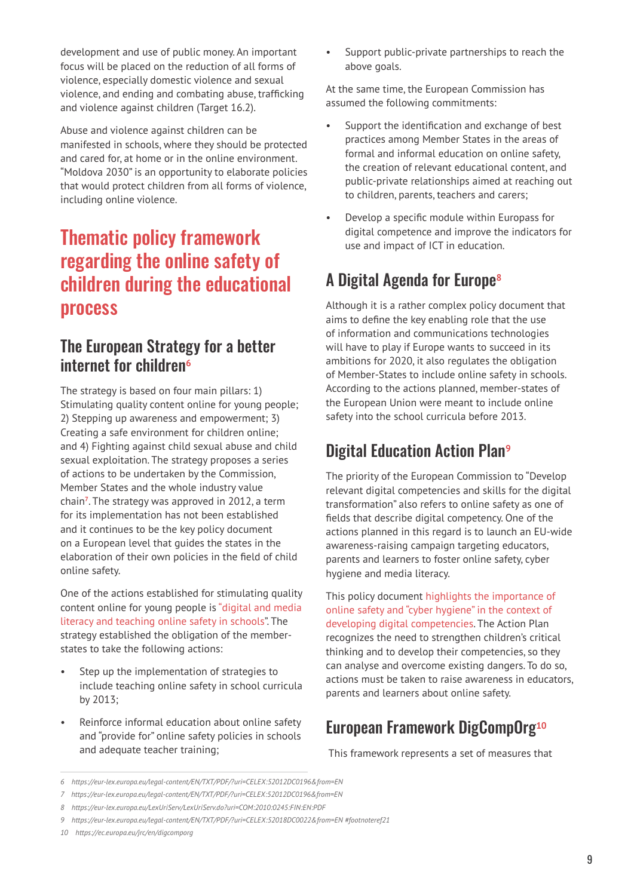development and use of public money. An important focus will be placed on the reduction of all forms of violence, especially domestic violence and sexual violence, and ending and combating abuse, trafficking and violence against children (Target 16.2).

Abuse and violence against children can be manifested in schools, where they should be protected and cared for, at home or in the online environment. "Moldova 2030" is an opportunity to elaborate policies that would protect children from all forms of violence, including online violence.

# Thematic policy framework regarding the online safety of children during the educational process

## The European Strategy for a better internet for children[6]

The strategy is based on four main pillars: 1) Stimulating quality content online for young people; 2) Stepping up awareness and empowerment; 3) Creating a safe environment for children online; and 4) Fighting against child sexual abuse and child sexual exploitation. The strategy proposes a series of actions to be undertaken by the Commission, Member States and the whole industry value chain[7]. The strategy was approved in 2012, a term for its implementation has not been established and it continues to be the key policy document on a European level that guides the states in the elaboration of their own policies in the field of child online safety.

One of the actions established for stimulating quality content online for young people is "digital and media literacy and teaching online safety in schools". The strategy established the obligation of the member-states to take the following actions:

- Step up the implementation of strategies to include teaching online safety in school curricula by 2013;
- Reinforce informal education about online safety and "provide for" online safety policies in schools and adequate teacher training;
- Support public-private partnerships to reach the above goals.

At the same time, the European Commission has assumed the following commitments:

- Support the identification and exchange of best practices among Member States in the areas of formal and informal education on online safety, the creation of relevant educational content, and public-private relationships aimed at reaching out to children, parents, teachers and carers;
- Develop a specific module within Europass for digital competence and improve the indicators for use and impact of ICT in education.

## A Digital Agenda for Europe[8]

Although it is a rather complex policy document that aims to define the key enabling role that the use of information and communications technologies will have to play if Europe wants to succeed in its ambitions for 2020, it also regulates the obligation of Member-States to include online safety in schools. According to the actions planned, member-states of the European Union were meant to include online safety into the school curricula before 2013.

## Digital Education Action Plan[9]

The priority of the European Commission to "Develop relevant digital competencies and skills for the digital transformation" also refers to online safety as one of fields that describe digital competency. One of the actions planned in this regard is to launch an EU-wide awareness-raising campaign targeting educators, parents and learners to foster online safety, cyber hygiene and media literacy.

This policy document highlights the importance of online safety and "cyber hygiene" in the context of developing digital competencies. The Action Plan recognizes the need to strengthen children's critical thinking and to develop their competencies, so they can analyse and overcome existing dangers. To do so, actions must be taken to raise awareness in educators, parents and learners about online safety.

## European Framework DigCompOrg[10]

This framework represents a set of measures that

---

6 https://eur-lex.europa.eu/legal-content/EN/TXT/PDF/?uri=CELEX:52012DC0196&from=EN

7 https://eur-lex.europa.eu/legal-content/EN/TXT/PDF/?uri=CELEX:52012DC0196&from=EN

8 https://eur-lex.europa.eu/LexUriServ/LexUriServ.do?uri=COM:2010:0245:FIN:EN:PDF

9 https://eur-lex.europa.eu/legal-content/EN/TXT/PDF/?uri=CELEX:52018DC0022&from=EN #footnoteref21

10 https://ec.europa.eu/jrc/en/digcomporg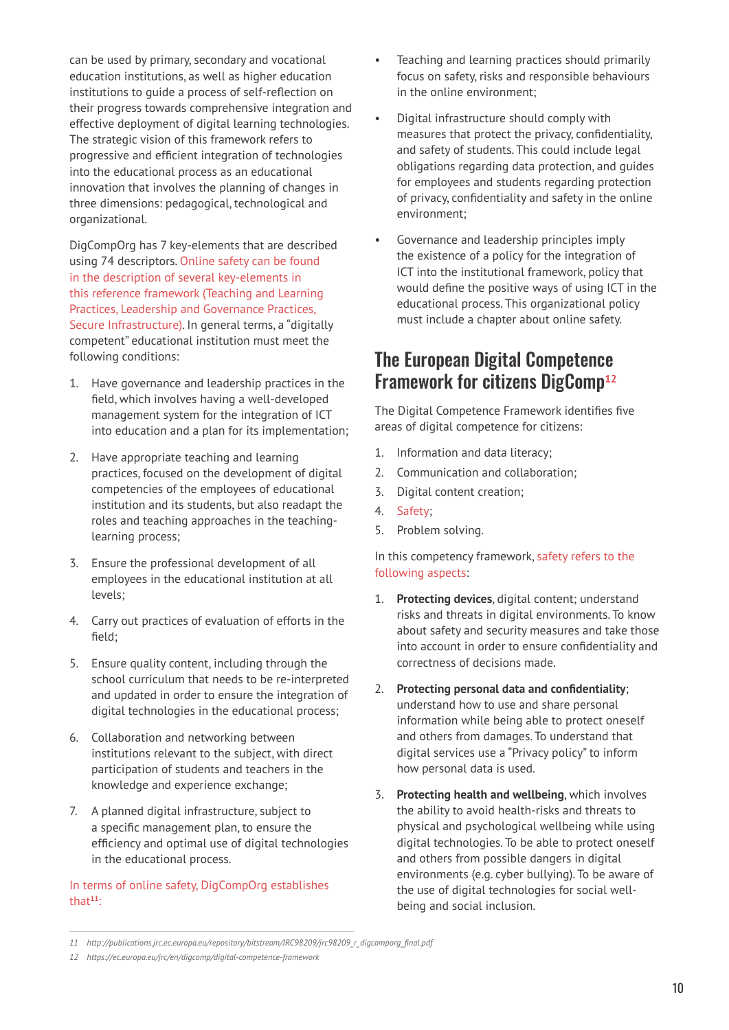can be used by primary, secondary and vocational education institutions, as well as higher education institutions to guide a process of self-reflection on their progress towards comprehensive integration and effective deployment of digital learning technologies. The strategic vision of this framework refers to progressive and efficient integration of technologies into the educational process as an educational innovation that involves the planning of changes in three dimensions: pedagogical, technological and organizational.

DigCompOrg has 7 key-elements that are described using 74 descriptors. Online safety can be found in the description of several key-elements in this reference framework (Teaching and Learning Practices, Leadership and Governance Practices, Secure Infrastructure). In general terms, a "digitally competent" educational institution must meet the following conditions:

1. Have governance and leadership practices in the field, which involves having a well-developed management system for the integration of ICT into education and a plan for its implementation;
2. Have appropriate teaching and learning practices, focused on the development of digital competencies of the employees of educational institution and its students, but also readapt the roles and teaching approaches in the teaching-learning process;
3. Ensure the professional development of all employees in the educational institution at all levels;
4. Carry out practices of evaluation of efforts in the field;
5. Ensure quality content, including through the school curriculum that needs to be re-interpreted and updated in order to ensure the integration of digital technologies in the educational process;
6. Collaboration and networking between institutions relevant to the subject, with direct participation of students and teachers in the knowledge and experience exchange;
7. A planned digital infrastructure, subject to a specific management plan, to ensure the efficiency and optimal use of digital technologies in the educational process.

In terms of online safety, DigCompOrg establishes that[11]:

- Teaching and learning practices should primarily focus on safety, risks and responsible behaviours in the online environment;
- Digital infrastructure should comply with measures that protect the privacy, confidentiality, and safety of students. This could include legal obligations regarding data protection, and guides for employees and students regarding protection of privacy, confidentiality and safety in the online environment;
- Governance and leadership principles imply the existence of a policy for the integration of ICT into the institutional framework, policy that would define the positive ways of using ICT in the educational process. This organizational policy must include a chapter about online safety.

## The European Digital Competence Framework for citizens DigComp[12]

The Digital Competence Framework identifies five areas of digital competence for citizens:

1. Information and data literacy;
2. Communication and collaboration;
3. Digital content creation;
4. Safety;
5. Problem solving.

In this competency framework, safety refers to the following aspects:

1. **Protecting devices**, digital content; understand risks and threats in digital environments. To know about safety and security measures and take those into account in order to ensure confidentiality and correctness of decisions made.
2. **Protecting personal data and confidentiality**; understand how to use and share personal information while being able to protect oneself and others from damages. To understand that digital services use a "Privacy policy" to inform how personal data is used.
3. **Protecting health and wellbeing**, which involves the ability to avoid health-risks and threats to physical and psychological wellbeing while using digital technologies. To be able to protect oneself and others from possible dangers in digital environments (e.g. cyber bullying). To be aware of the use of digital technologies for social well-being and social inclusion.

---

11 http://publications.jrc.ec.europa.eu/repository/bitstream/JRC98209/jrc98209_r_digcomporg_final.pdf

12 https://ec.europa.eu/jrc/en/digcomp/digital-competence-framework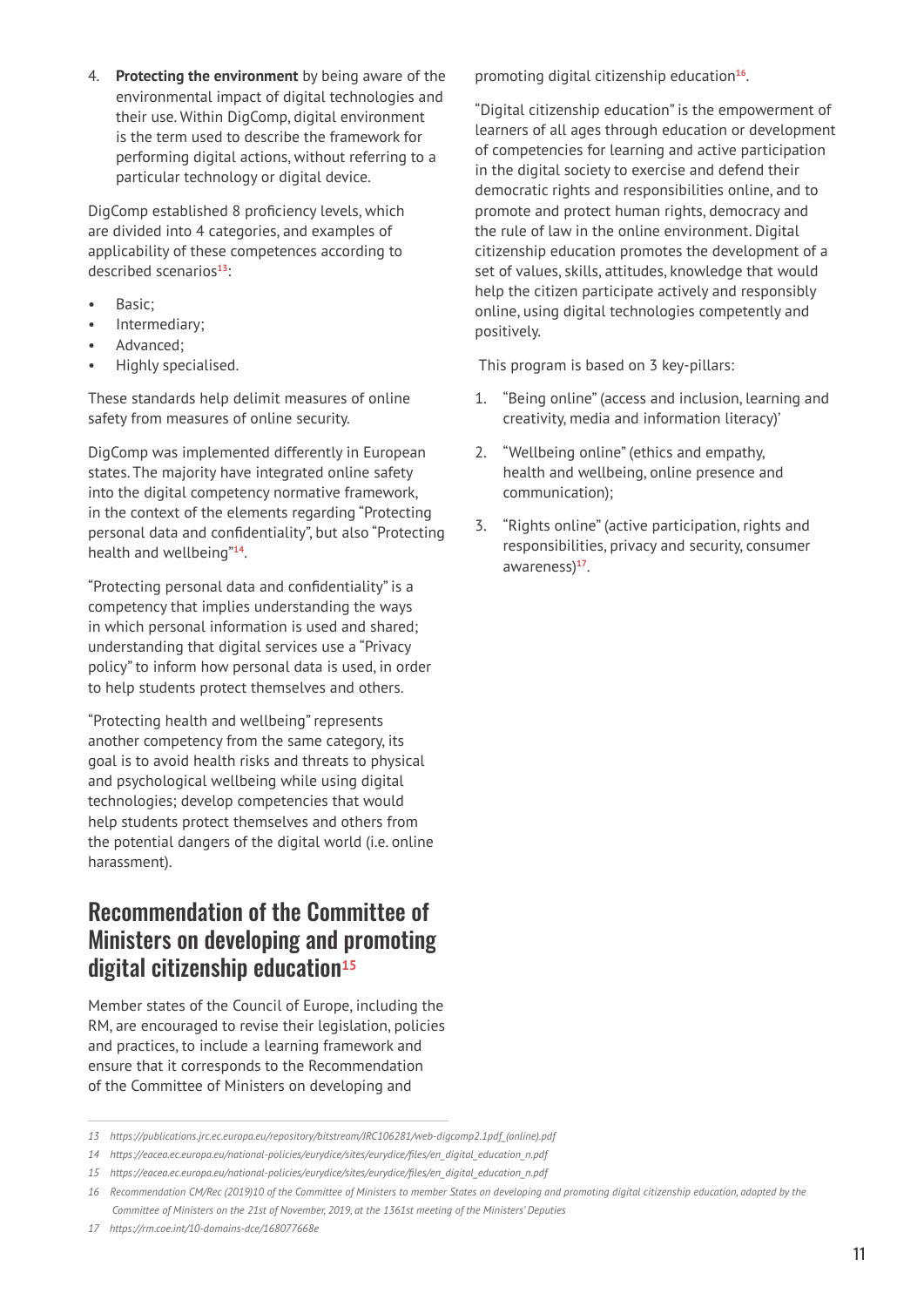4. **Protecting the environment** by being aware of the environmental impact of digital technologies and their use. Within DigComp, digital environment is the term used to describe the framework for performing digital actions, without referring to a particular technology or digital device.

DigComp established 8 proficiency levels, which are divided into 4 categories, and examples of applicability of these competences according to described scenarios[13]:

- Basic;
- Intermediary;
- Advanced;
- Highly specialised.

These standards help delimit measures of online safety from measures of online security.

DigComp was implemented differently in European states. The majority have integrated online safety into the digital competency normative framework, in the context of the elements regarding "Protecting personal data and confidentiality", but also "Protecting health and wellbeing"[14].

"Protecting personal data and confidentiality" is a competency that implies understanding the ways in which personal information is used and shared; understanding that digital services use a "Privacy policy" to inform how personal data is used, in order to help students protect themselves and others.

"Protecting health and wellbeing" represents another competency from the same category, its goal is to avoid health risks and threats to physical and psychological wellbeing while using digital technologies; develop competencies that would help students protect themselves and others from the potential dangers of the digital world (i.e. online harassment).

## Recommendation of the Committee of Ministers on developing and promoting digital citizenship education[15]

Member states of the Council of Europe, including the RM, are encouraged to revise their legislation, policies and practices, to include a learning framework and ensure that it corresponds to the Recommendation of the Committee of Ministers on developing and promoting digital citizenship education[16].

"Digital citizenship education" is the empowerment of learners of all ages through education or development of competencies for learning and active participation in the digital society to exercise and defend their democratic rights and responsibilities online, and to promote and protect human rights, democracy and the rule of law in the online environment. Digital citizenship education promotes the development of a set of values, skills, attitudes, knowledge that would help the citizen participate actively and responsibly online, using digital technologies competently and positively.

This program is based on 3 key-pillars:

1. "Being online" (access and inclusion, learning and creativity, media and information literacy)'
2. "Wellbeing online" (ethics and empathy, health and wellbeing, online presence and communication);
3. "Rights online" (active participation, rights and responsibilities, privacy and security, consumer awareness)[17].

---

*13 https://publications.jrc.ec.europa.eu/repository/bitstream/JRC106281/web-digcomp2.1pdf_(online).pdf*

*14 https://eacea.ec.europa.eu/national-policies/eurydice/sites/eurydice/files/en_digital_education_n.pdf*

*15 https://eacea.ec.europa.eu/national-policies/eurydice/sites/eurydice/files/en_digital_education_n.pdf*

*16 Recommendation CM/Rec (2019)10 of the Committee of Ministers to member States on developing and promoting digital citizenship education, adopted by the Committee of Ministers on the 21st of November, 2019, at the 1361st meeting of the Ministers' Deputies*

*17 https://rm.coe.int/10-domains-dce/168077668e*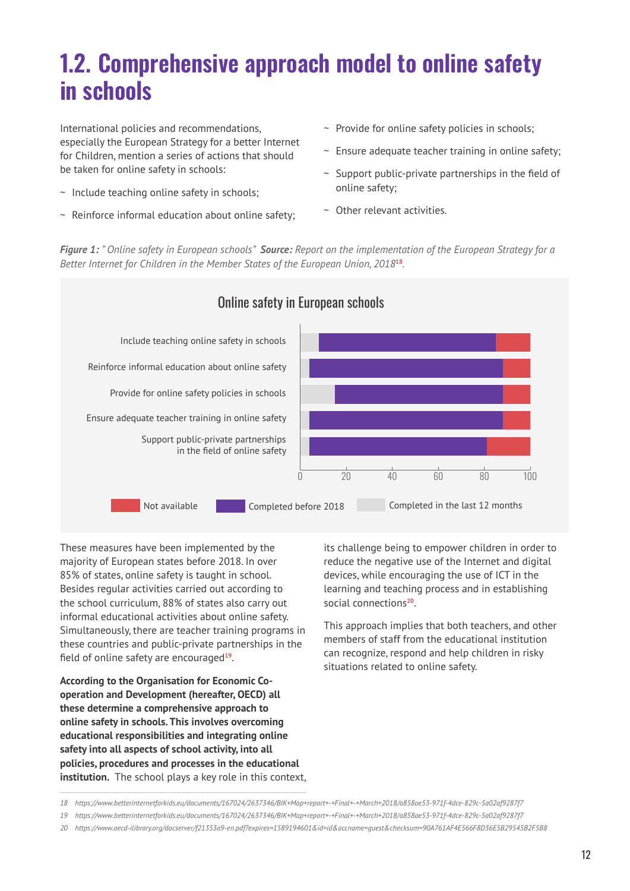# 1.2. Comprehensive approach model to online safety in schools

International policies and recommendations, especially the European Strategy for a better Internet for Children, mention a series of actions that should be taken for online safety in schools:

- Include teaching online safety in schools;
- Reinforce informal education about online safety;
- Provide for online safety policies in schools;
- Ensure adequate teacher training in online safety;
- Support public-private partnerships in the field of online safety;
- Other relevant activities.

***Figure 1:*** *" Online safety in European schools"* ***Source:*** *Report on the implementation of the European Strategy for a Better Internet for Children in the Member States of the European Union, 2018*[18].

Online safety in European schools

| | Completed in the last 12 months | Completed before 2018 | Not available |
|---|---|---|---|
| Include teaching online safety in schools | ~8 | ~77 | ~15 |
| Reinforce informal education about online safety | ~4 | ~84 | ~12 |
| Provide for online safety policies in schools | ~15 | ~73 | ~12 |
| Ensure adequate teacher training in online safety | ~4 | ~84 | ~12 |
| Support public-private partnerships in the field of online safety | ~4 | ~77 | ~19 |

These measures have been implemented by the majority of European states before 2018. In over 85% of states, online safety is taught in school. Besides regular activities carried out according to the school curriculum, 88% of states also carry out informal educational activities about online safety. Simultaneously, there are teacher training programs in these countries and public-private partnerships in the field of online safety are encouraged[19].

**According to the Organisation for Economic Co-operation and Development (hereafter, OECD) all these determine a comprehensive approach to online safety in schools. This involves overcoming educational responsibilities and integrating online safety into all aspects of school activity, into all policies, procedures and processes in the educational institution.** The school plays a key role in this context, its challenge being to empower children in order to reduce the negative use of the Internet and digital devices, while encouraging the use of ICT in the learning and teaching process and in establishing social connections[20].

This approach implies that both teachers, and other members of staff from the educational institution can recognize, respond and help children in risky situations related to online safety.

---

18 https://www.betterinternetforkids.eu/documents/167024/2637346/BIK+Map+report+-+Final+-+March+2018/a858ae53-971f-4dce-829c-5a02af9287f7

19 https://www.betterinternetforkids.eu/documents/167024/2637346/BIK+Map+report+-+Final+-+March+2018/a858ae53-971f-4dce-829c-5a02af9287f7

20 https://www.oecd-ilibrary.org/docserver/f21353a9-en.pdf?expires=1589194601&id=id&accname=guest&checksum=90A761AF4E566F8D36E5B29545B2F5B8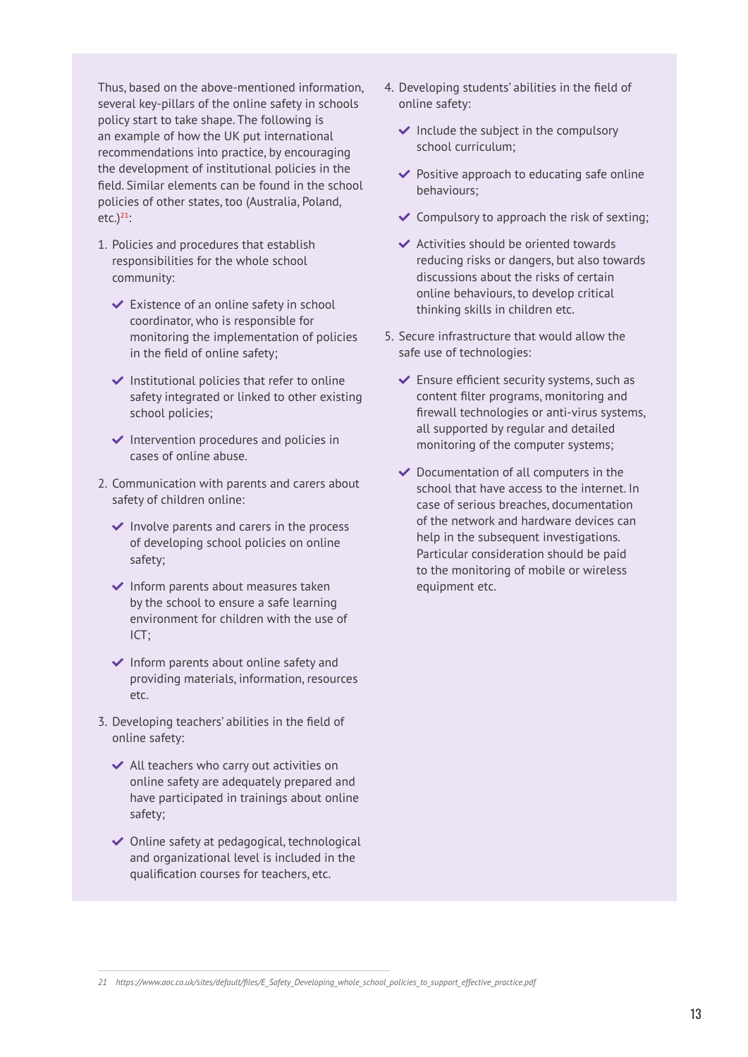Thus, based on the above-mentioned information, several key-pillars of the online safety in schools policy start to take shape. The following is an example of how the UK put international recommendations into practice, by encouraging the development of institutional policies in the field. Similar elements can be found in the school policies of other states, too (Australia, Poland, etc.)[21]:

1. Policies and procedures that establish responsibilities for the whole school community:
   - Existence of an online safety in school coordinator, who is responsible for monitoring the implementation of policies in the field of online safety;
   - Institutional policies that refer to online safety integrated or linked to other existing school policies;
   - Intervention procedures and policies in cases of online abuse.
2. Communication with parents and carers about safety of children online:
   - Involve parents and carers in the process of developing school policies on online safety;
   - Inform parents about measures taken by the school to ensure a safe learning environment for children with the use of ICT;
   - Inform parents about online safety and providing materials, information, resources etc.
3. Developing teachers' abilities in the field of online safety:
   - All teachers who carry out activities on online safety are adequately prepared and have participated in trainings about online safety;
   - Online safety at pedagogical, technological and organizational level is included in the qualification courses for teachers, etc.
4. Developing students' abilities in the field of online safety:
   - Include the subject in the compulsory school curriculum;
   - Positive approach to educating safe online behaviours;
   - Compulsory to approach the risk of sexting;
   - Activities should be oriented towards reducing risks or dangers, but also towards discussions about the risks of certain online behaviours, to develop critical thinking skills in children etc.
5. Secure infrastructure that would allow the safe use of technologies:
   - Ensure efficient security systems, such as content filter programs, monitoring and firewall technologies or anti-virus systems, all supported by regular and detailed monitoring of the computer systems;
   - Documentation of all computers in the school that have access to the internet. In case of serious breaches, documentation of the network and hardware devices can help in the subsequent investigations. Particular consideration should be paid to the monitoring of mobile or wireless equipment etc.

---

21 https://www.aoc.co.uk/sites/default/files/E_Safety_Developing_whole_school_policies_to_support_effective_practice.pdf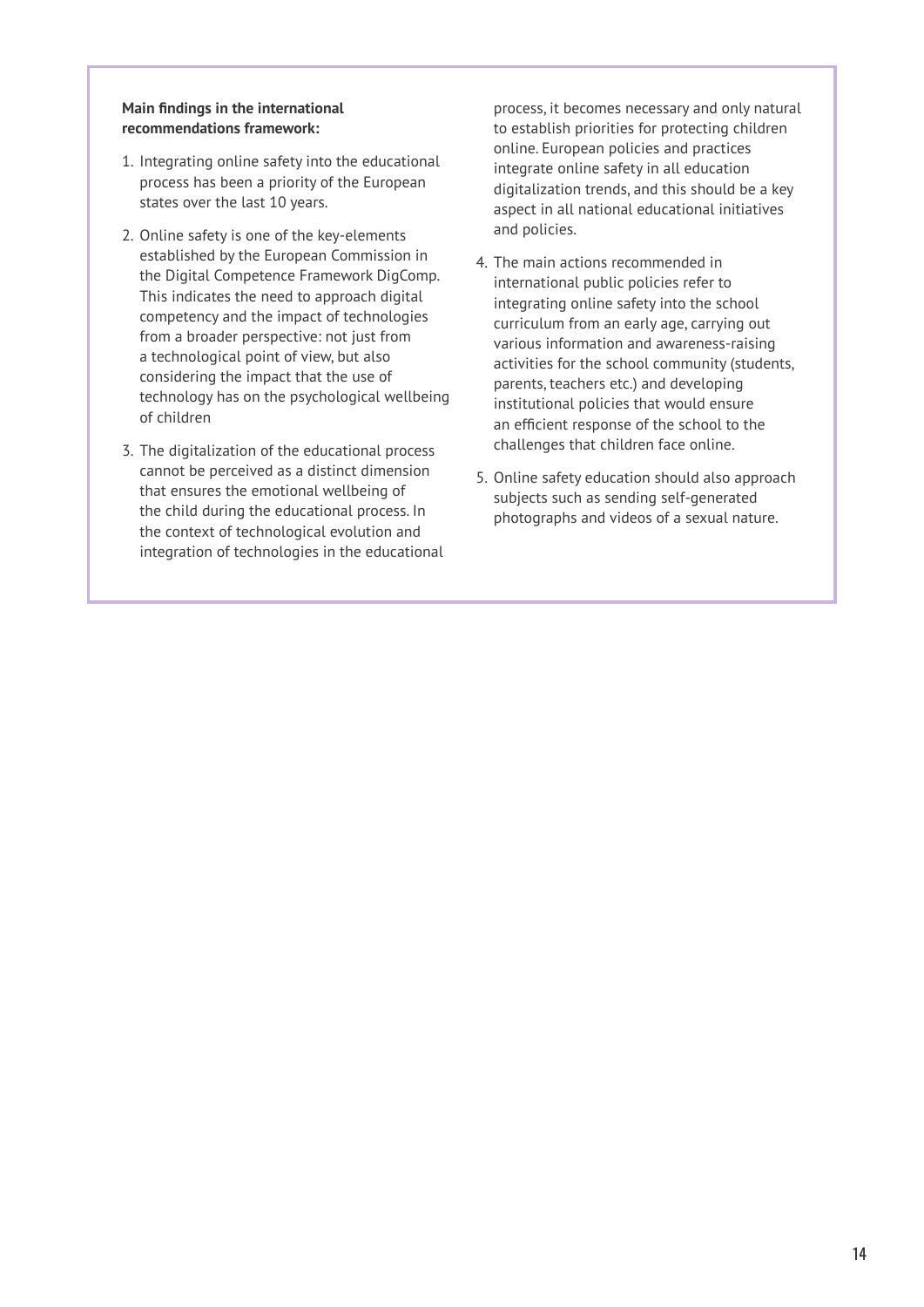**Main findings in the international recommendations framework:**

1. Integrating online safety into the educational process has been a priority of the European states over the last 10 years.

2. Online safety is one of the key-elements established by the European Commission in the Digital Competence Framework DigComp. This indicates the need to approach digital competency and the impact of technologies from a broader perspective: not just from a technological point of view, but also considering the impact that the use of technology has on the psychological wellbeing of children

3. The digitalization of the educational process cannot be perceived as a distinct dimension that ensures the emotional wellbeing of the child during the educational process. In the context of technological evolution and integration of technologies in the educational process, it becomes necessary and only natural to establish priorities for protecting children online. European policies and practices integrate online safety in all education digitalization trends, and this should be a key aspect in all national educational initiatives and policies.

4. The main actions recommended in international public policies refer to integrating online safety into the school curriculum from an early age, carrying out various information and awareness-raising activities for the school community (students, parents, teachers etc.) and developing institutional policies that would ensure an efficient response of the school to the challenges that children face online.

5. Online safety education should also approach subjects such as sending self-generated photographs and videos of a sexual nature.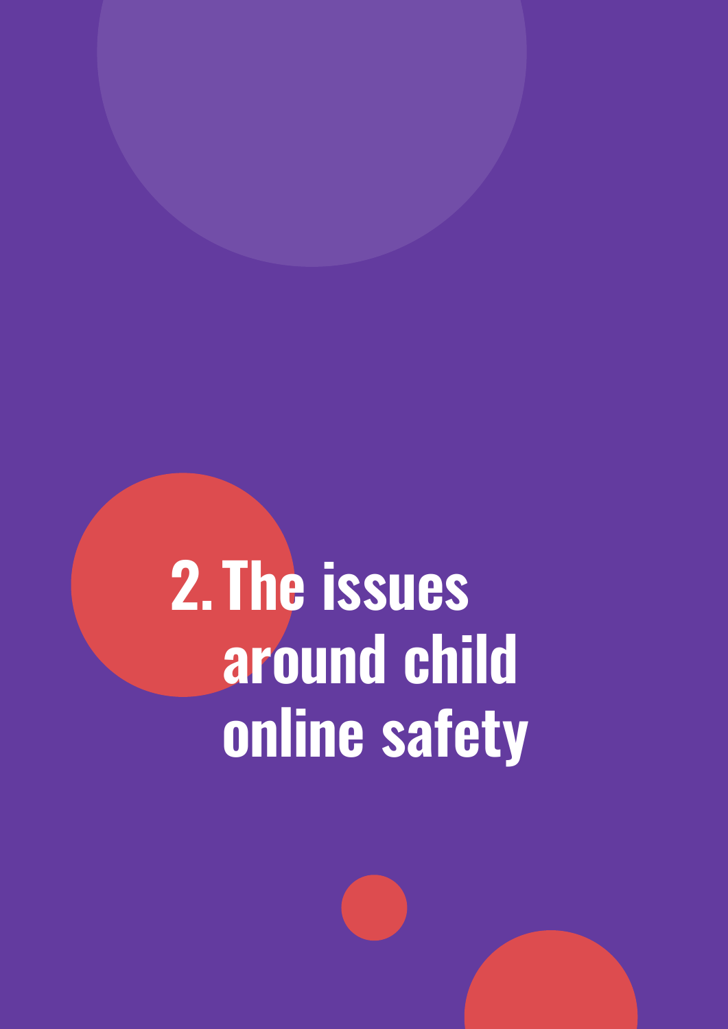# 2. The issues around child online safety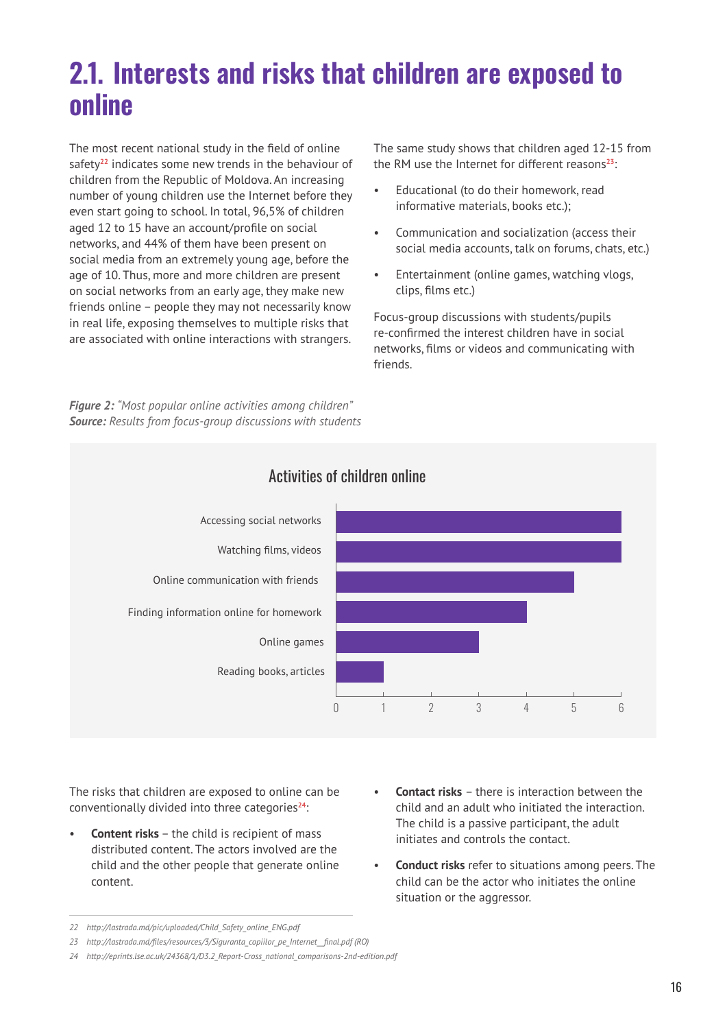# 2.1. Interests and risks that children are exposed to online

The most recent national study in the field of online safety[22] indicates some new trends in the behaviour of children from the Republic of Moldova. An increasing number of young children use the Internet before they even start going to school. In total, 96,5% of children aged 12 to 15 have an account/profile on social networks, and 44% of them have been present on social media from an extremely young age, before the age of 10. Thus, more and more children are present on social networks from an early age, they make new friends online – people they may not necessarily know in real life, exposing themselves to multiple risks that are associated with online interactions with strangers.

The same study shows that children aged 12-15 from the RM use the Internet for different reasons[23]:

- Educational (to do their homework, read informative materials, books etc.);
- Communication and socialization (access their social media accounts, talk on forums, chats, etc.)
- Entertainment (online games, watching vlogs, clips, films etc.)

Focus-group discussions with students/pupils re-confirmed the interest children have in social networks, films or videos and communicating with friends.

***Figure 2:*** *"Most popular online activities among children"*
***Source:*** *Results from focus-group discussions with students*

**Activities of children online**

| Activity | Value |
|---|---|
| Accessing social networks | 6 |
| Watching films, videos | 6 |
| Online communication with friends | 5 |
| Finding information online for homework | 4 |
| Online games | 3 |
| Reading books, articles | 1 |

The risks that children are exposed to online can be conventionally divided into three categories[24]:

- **Content risks** – the child is recipient of mass distributed content. The actors involved are the child and the other people that generate online content.
- **Contact risks** – there is interaction between the child and an adult who initiated the interaction. The child is a passive participant, the adult initiates and controls the contact.
- **Conduct risks** refer to situations among peers. The child can be the actor who initiates the online situation or the aggressor.

22 http://lastrada.md/pic/uploaded/Child_Safety_online_ENG.pdf

23 http://lastrada.md/files/resources/3/Siguranta_copiilor_pe_Internet__final.pdf (RO)

24 http://eprints.lse.ac.uk/24368/1/D3.2_Report-Cross_national_comparisons-2nd-edition.pdf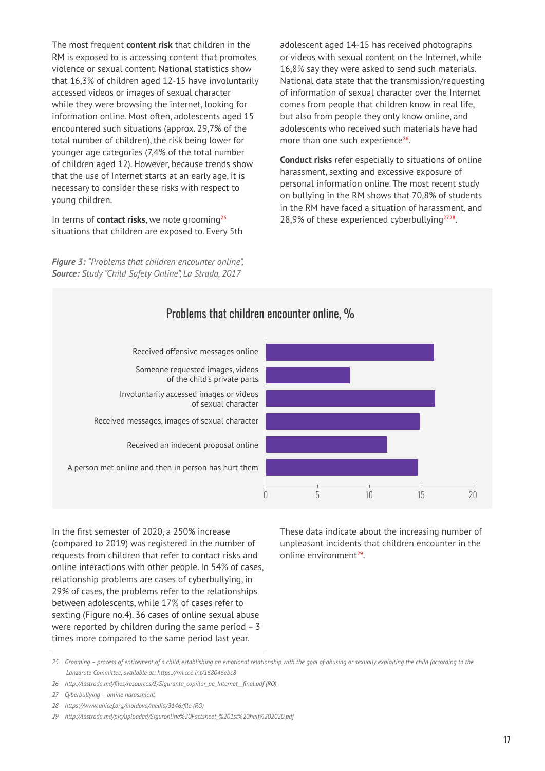The most frequent **content risk** that children in the RM is exposed to is accessing content that promotes violence or sexual content. National statistics show that 16,3% of children aged 12-15 have involuntarily accessed videos or images of sexual character while they were browsing the internet, looking for information online. Most often, adolescents aged 15 encountered such situations (approx. 29,7% of the total number of children), the risk being lower for younger age categories (7,4% of the total number of children aged 12). However, because trends show that the use of Internet starts at an early age, it is necessary to consider these risks with respect to young children.

In terms of **contact risks**, we note grooming[25] situations that children are exposed to. Every 5th adolescent aged 14-15 has received photographs or videos with sexual content on the Internet, while 16,8% say they were asked to send such materials. National data state that the transmission/requesting of information of sexual character over the Internet comes from people that children know in real life, but also from people they only know online, and adolescents who received such materials have had more than one such experience[26].

**Conduct risks** refer especially to situations of online harassment, sexting and excessive exposure of personal information online. The most recent study on bullying in the RM shows that 70,8% of students in the RM have faced a situation of harassment, and 28,9% of these experienced cyberbullying[27,28].

***Figure 3:*** *"Problems that children encounter online",*
***Source:*** *Study "Child Safety Online", La Strada, 2017*

**Problems that children encounter online, %**

| Problem | % (approx.) |
|---|---|
| Received offensive messages online | ~16 |
| Someone requested images, videos of the child's private parts | ~8 |
| Involuntarily accessed images or videos of sexual character | ~16 |
| Received messages, images of sexual character | ~15 |
| Received an indecent proposal online | ~12 |
| A person met online and then in person has hurt them | ~15 |

In the first semester of 2020, a 250% increase (compared to 2019) was registered in the number of requests from children that refer to contact risks and online interactions with other people. In 54% of cases, relationship problems are cases of cyberbullying, in 29% of cases, the problems refer to the relationships between adolescents, while 17% of cases refer to sexting (Figure no.4). 36 cases of online sexual abuse were reported by children during the same period – 3 times more compared to the same period last year.

These data indicate about the increasing number of unpleasant incidents that children encounter in the online environment[29].

---

25 Grooming – process of enticement of a child, establishing an emotional relationship with the goal of abusing or sexually exploiting the child (according to the Lanzarote Committee, available at: https://rm.coe.int/168046ebc8

26 http://lastrada.md/files/resources/3/Siguranta_copiilor_pe_Internet__final.pdf (RO)

27 Cyberbullying – online harassment

28 https://www.unicef.org/moldova/media/3146/file (RO)

29 http://lastrada.md/pic/uploaded/Siguronline%20Factsheet_%201st%20half%202020.pdf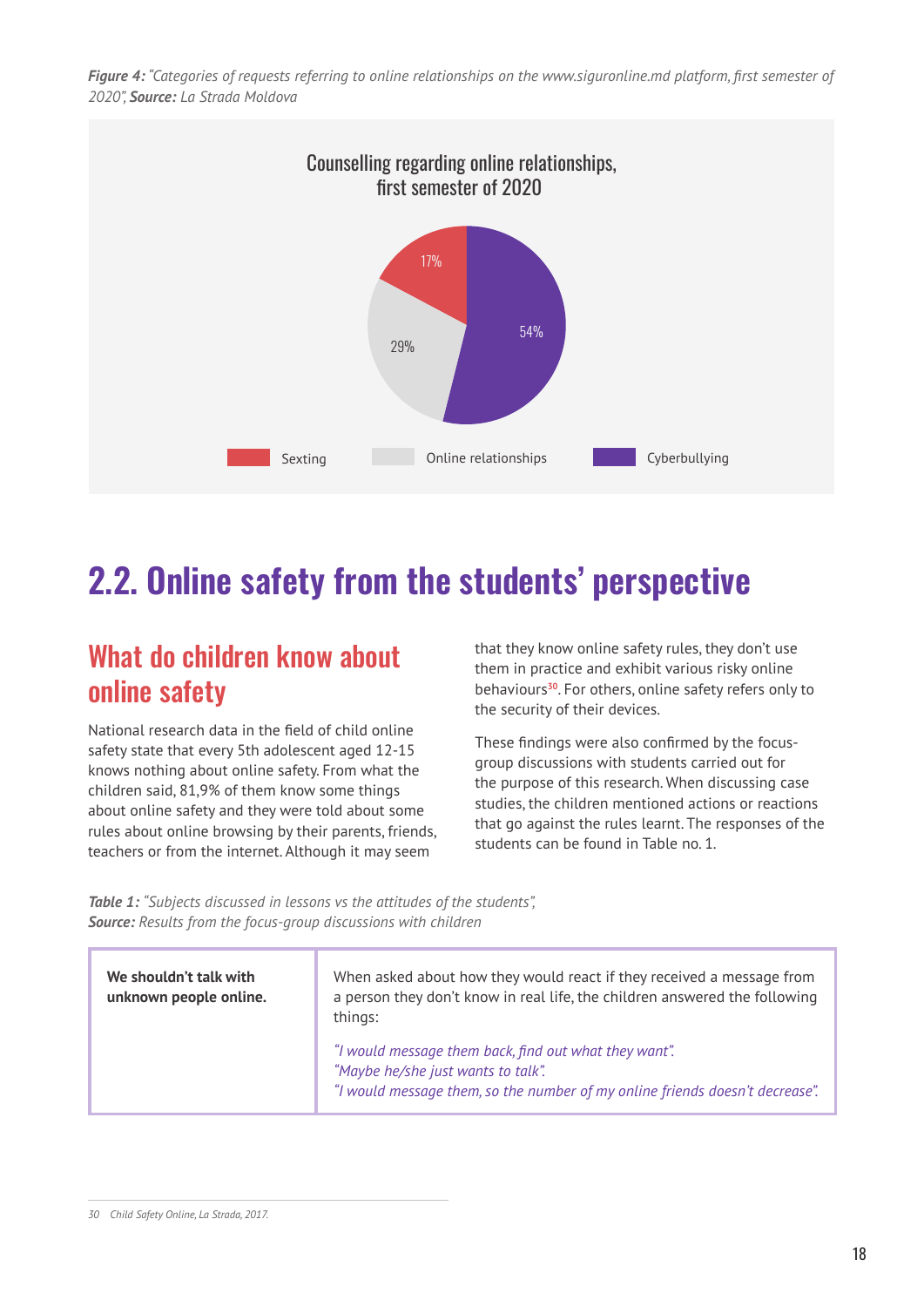***Figure 4:** "Categories of requests referring to online relationships on the www.siguronline.md platform, first semester of 2020", **Source:** La Strada Moldova*

Counselling regarding online relationships, first semester of 2020

| Category | Share |
|---|---|
| Sexting | 17% |
| Online relationships | 29% |
| Cyberbullying | 54% |

# 2.2. Online safety from the students' perspective

## What do children know about online safety

National research data in the field of child online safety state that every 5th adolescent aged 12-15 knows nothing about online safety. From what the children said, 81,9% of them know some things about online safety and they were told about some rules about online browsing by their parents, friends, teachers or from the internet. Although it may seem that they know online safety rules, they don't use them in practice and exhibit various risky online behaviours[30]. For others, online safety refers only to the security of their devices.

These findings were also confirmed by the focus-group discussions with students carried out for the purpose of this research. When discussing case studies, the children mentioned actions or reactions that go against the rules learnt. The responses of the students can be found in Table no. 1.

***Table 1:** "Subjects discussed in lessons vs the attitudes of the students",*
***Source:** Results from the focus-group discussions with children*

| | |
|---|---|
| **We shouldn't talk with unknown people online.** | When asked about how they would react if they received a message from a person they don't know in real life, the children answered the following things:<br><br>*"I would message them back, find out what they want".*<br>*"Maybe he/she just wants to talk".*<br>*"I would message them, so the number of my online friends doesn't decrease".* |

30 Child Safety Online, La Strada, 2017.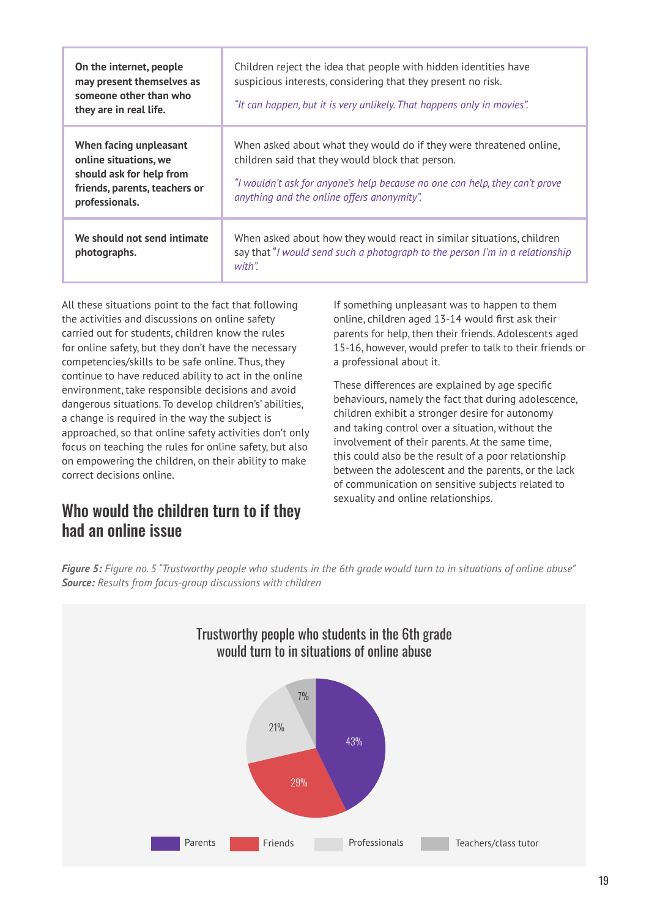| | |
|---|---|
| **On the internet, people may present themselves as someone other than who they are in real life.** | Children reject the idea that people with hidden identities have suspicious interests, considering that they present no risk. *"It can happen, but it is very unlikely. That happens only in movies".* |
| **When facing unpleasant online situations, we should ask for help from friends, parents, teachers or professionals.** | When asked about what they would do if they were threatened online, children said that they would block that person. *"I wouldn't ask for anyone's help because no one can help, they can't prove anything and the online offers anonymity".* |
| **We should not send intimate photographs.** | When asked about how they would react in similar situations, children say that "*I would send such a photograph to the person I'm in a relationship with".* |

All these situations point to the fact that following the activities and discussions on online safety carried out for students, children know the rules for online safety, but they don't have the necessary competencies/skills to be safe online. Thus, they continue to have reduced ability to act in the online environment, take responsible decisions and avoid dangerous situations. To develop children's' abilities, a change is required in the way the subject is approached, so that online safety activities don't only focus on teaching the rules for online safety, but also on empowering the children, on their ability to make correct decisions online.

## Who would the children turn to if they had an online issue

If something unpleasant was to happen to them online, children aged 13-14 would first ask their parents for help, then their friends. Adolescents aged 15-16, however, would prefer to talk to their friends or a professional about it.

These differences are explained by age specific behaviours, namely the fact that during adolescence, children exhibit a stronger desire for autonomy and taking control over a situation, without the involvement of their parents. At the same time, this could also be the result of a poor relationship between the adolescent and the parents, or the lack of communication on sensitive subjects related to sexuality and online relationships.

***Figure 5:*** *Figure no. 5 "Trustworthy people who students in the 6th grade would turn to in situations of online abuse"*
***Source:*** *Results from focus-group discussions with children*

Trustworthy people who students in the 6th grade would turn to in situations of online abuse

| Person | Share |
|---|---|
| Parents | 43% |
| Friends | 29% |
| Professionals | 21% |
| Teachers/class tutor | 7% |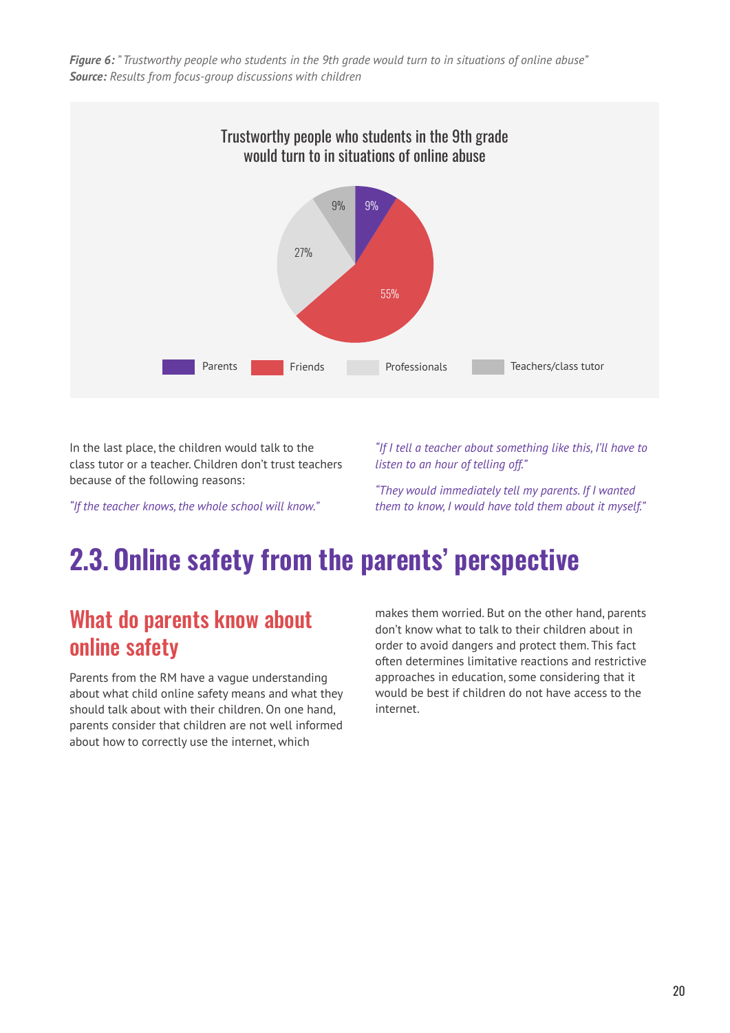***Figure 6:*** *" Trustworthy people who students in the 9th grade would turn to in situations of online abuse"*
***Source:*** *Results from focus-group discussions with children*

Trustworthy people who students in the 9th grade would turn to in situations of online abuse

| Category | Percentage |
|---|---|
| Parents | 9% |
| Friends | 55% |
| Professionals | 27% |
| Teachers/class tutor | 9% |

In the last place, the children would talk to the class tutor or a teacher. Children don't trust teachers because of the following reasons:

*"If the teacher knows, the whole school will know."*

*"If I tell a teacher about something like this, I'll have to listen to an hour of telling off."*

*"They would immediately tell my parents. If I wanted them to know, I would have told them about it myself."*

# 2.3. Online safety from the parents' perspective

## What do parents know about online safety

Parents from the RM have a vague understanding about what child online safety means and what they should talk about with their children. On one hand, parents consider that children are not well informed about how to correctly use the internet, which makes them worried. But on the other hand, parents don't know what to talk to their children about in order to avoid dangers and protect them. This fact often determines limitative reactions and restrictive approaches in education, some considering that it would be best if children do not have access to the internet.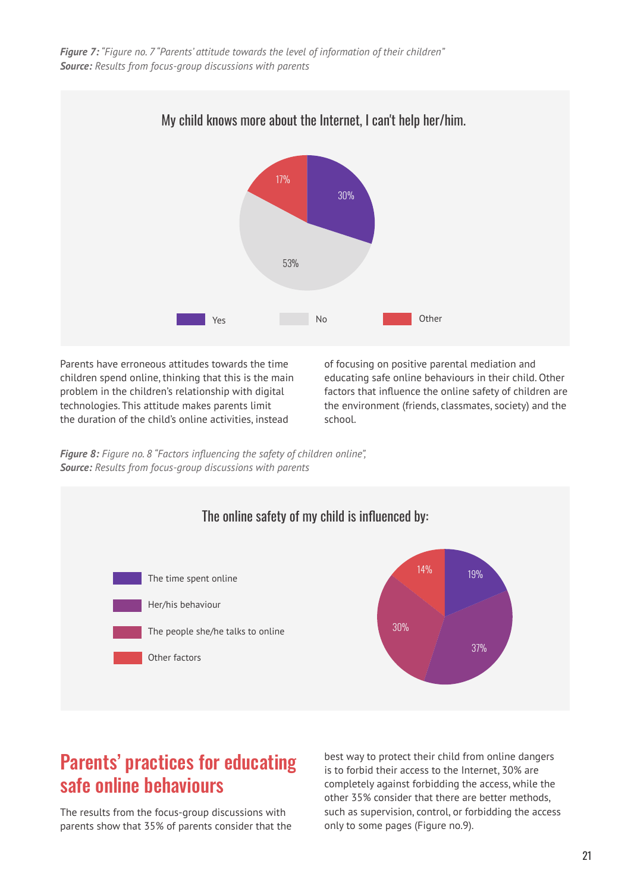***Figure 7:*** *"Figure no. 7 "Parents' attitude towards the level of information of their children"*
***Source:*** *Results from focus-group discussions with parents*

My child knows more about the Internet, I can't help her/him.

| Answer | Share |
|---|---|
| Yes | 30% |
| No | 53% |
| Other | 17% |

Parents have erroneous attitudes towards the time children spend online, thinking that this is the main problem in the children's relationship with digital technologies. This attitude makes parents limit the duration of the child's online activities, instead of focusing on positive parental mediation and educating safe online behaviours in their child. Other factors that influence the online safety of children are the environment (friends, classmates, society) and the school.

***Figure 8:*** *Figure no. 8 "Factors influencing the safety of children online",*
***Source:*** *Results from focus-group discussions with parents*

The online safety of my child is influenced by:

| Factor | Share |
|---|---|
| The time spent online | 19% |
| Her/his behaviour | 37% |
| The people she/he talks to online | 30% |
| Other factors | 14% |

## Parents' practices for educating safe online behaviours

The results from the focus-group discussions with parents show that 35% of parents consider that the best way to protect their child from online dangers is to forbid their access to the Internet, 30% are completely against forbidding the access, while the other 35% consider that there are better methods, such as supervision, control, or forbidding the access only to some pages (Figure no.9).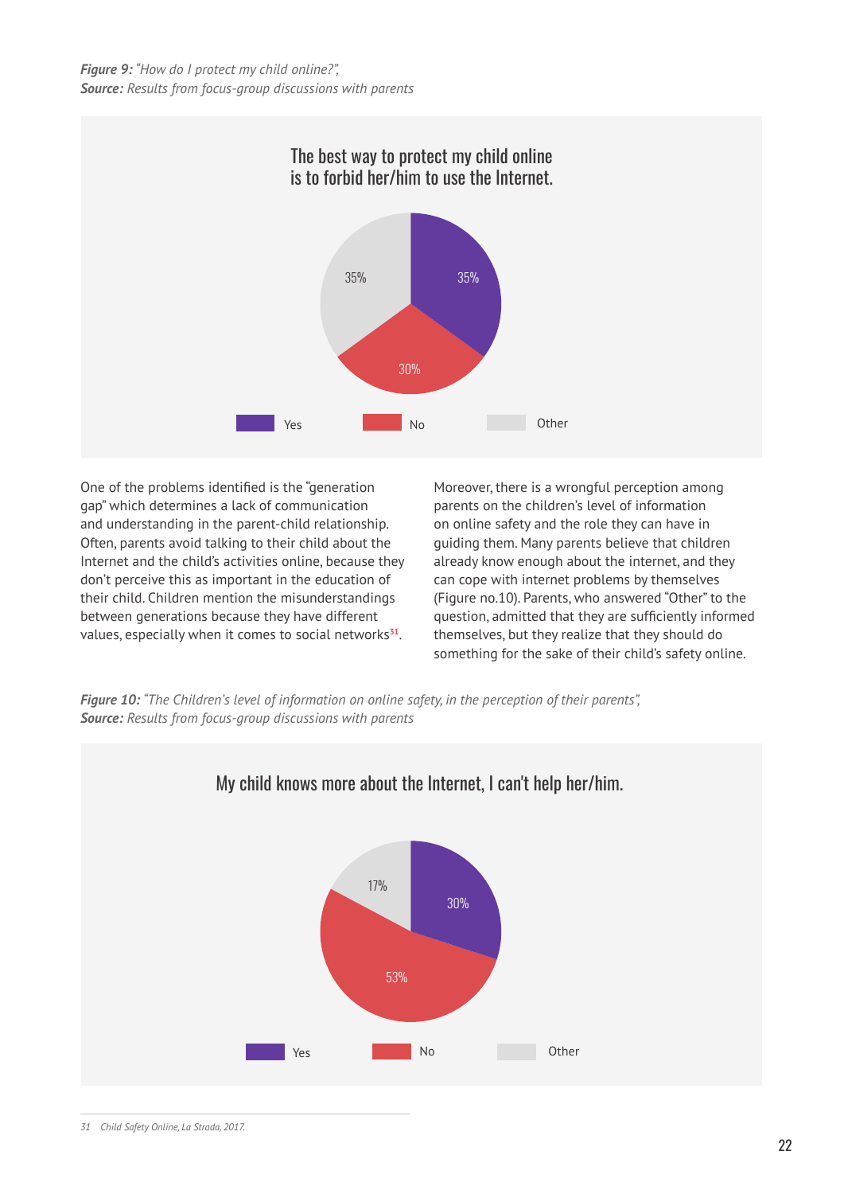***Figure 9:*** *"How do I protect my child online?",*
***Source:*** *Results from focus-group discussions with parents*

The best way to protect my child online is to forbid her/him to use the Internet.

| Answer | Share |
|---|---|
| Yes | 35% |
| No | 30% |
| Other | 35% |

One of the problems identified is the "generation gap" which determines a lack of communication and understanding in the parent-child relationship. Often, parents avoid talking to their child about the Internet and the child's activities online, because they don't perceive this as important in the education of their child. Children mention the misunderstandings between generations because they have different values, especially when it comes to social networks[31].

Moreover, there is a wrongful perception among parents on the children's level of information on online safety and the role they can have in guiding them. Many parents believe that children already know enough about the internet, and they can cope with internet problems by themselves (Figure no.10). Parents, who answered "Other" to the question, admitted that they are sufficiently informed themselves, but they realize that they should do something for the sake of their child's safety online.

***Figure 10:*** *"The Children's level of information on online safety, in the perception of their parents",*
***Source:*** *Results from focus-group discussions with parents*

My child knows more about the Internet, I can't help her/him.

| Answer | Share |
|---|---|
| Yes | 30% |
| No | 53% |
| Other | 17% |

---

31 *Child Safety Online, La Strada, 2017.*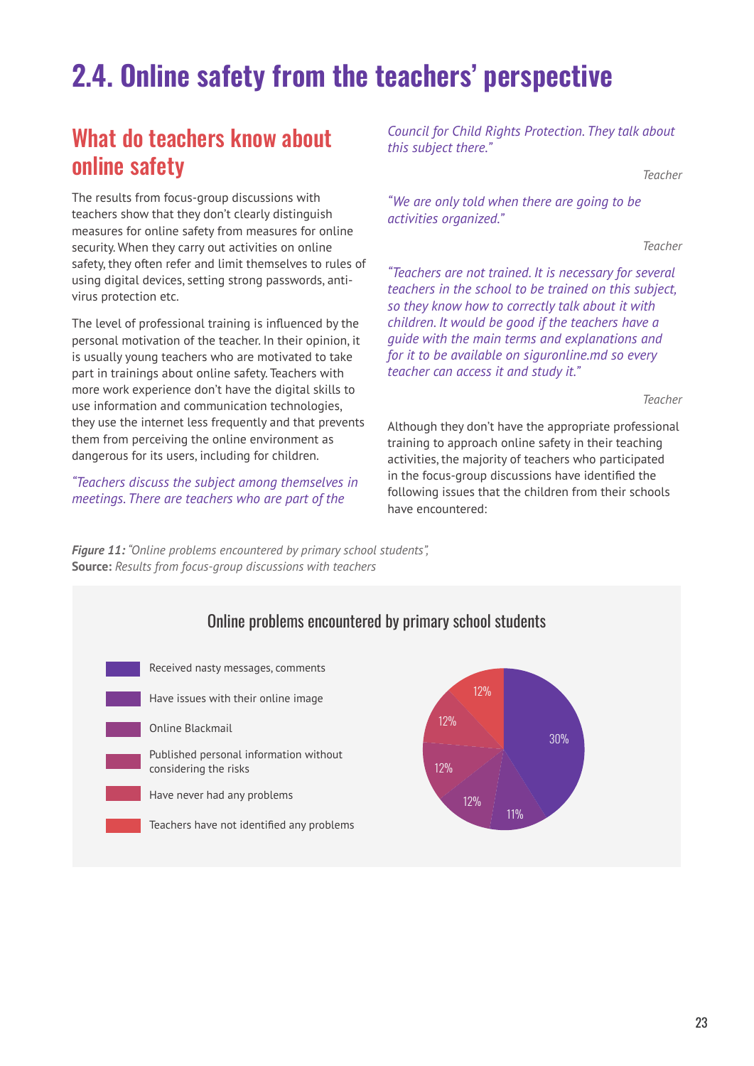# 2.4. Online safety from the teachers' perspective

## What do teachers know about online safety

The results from focus-group discussions with teachers show that they don't clearly distinguish measures for online safety from measures for online security. When they carry out activities on online safety, they often refer and limit themselves to rules of using digital devices, setting strong passwords, anti-virus protection etc.

The level of professional training is influenced by the personal motivation of the teacher. In their opinion, it is usually young teachers who are motivated to take part in trainings about online safety. Teachers with more work experience don't have the digital skills to use information and communication technologies, they use the internet less frequently and that prevents them from perceiving the online environment as dangerous for its users, including for children.

*"Teachers discuss the subject among themselves in meetings. There are teachers who are part of the Council for Child Rights Protection. They talk about this subject there."*

*Teacher*

*"We are only told when there are going to be activities organized."*

*Teacher*

*"Teachers are not trained. It is necessary for several teachers in the school to be trained on this subject, so they know how to correctly talk about it with children. It would be good if the teachers have a guide with the main terms and explanations and for it to be available on siguronline.md so every teacher can access it and study it."*

*Teacher*

Although they don't have the appropriate professional training to approach online safety in their teaching activities, the majority of teachers who participated in the focus-group discussions have identified the following issues that the children from their schools have encountered:

***Figure 11:*** *"Online problems encountered by primary school students",*
**Source:** *Results from focus-group discussions with teachers*

Online problems encountered by primary school students

| Problem | % |
|---|---|
| Received nasty messages, comments | 30% |
| Have issues with their online image | 11% |
| Online Blackmail | 12% |
| Published personal information without considering the risks | 12% |
| Have never had any problems | 12% |
| Teachers have not identified any problems | 12% |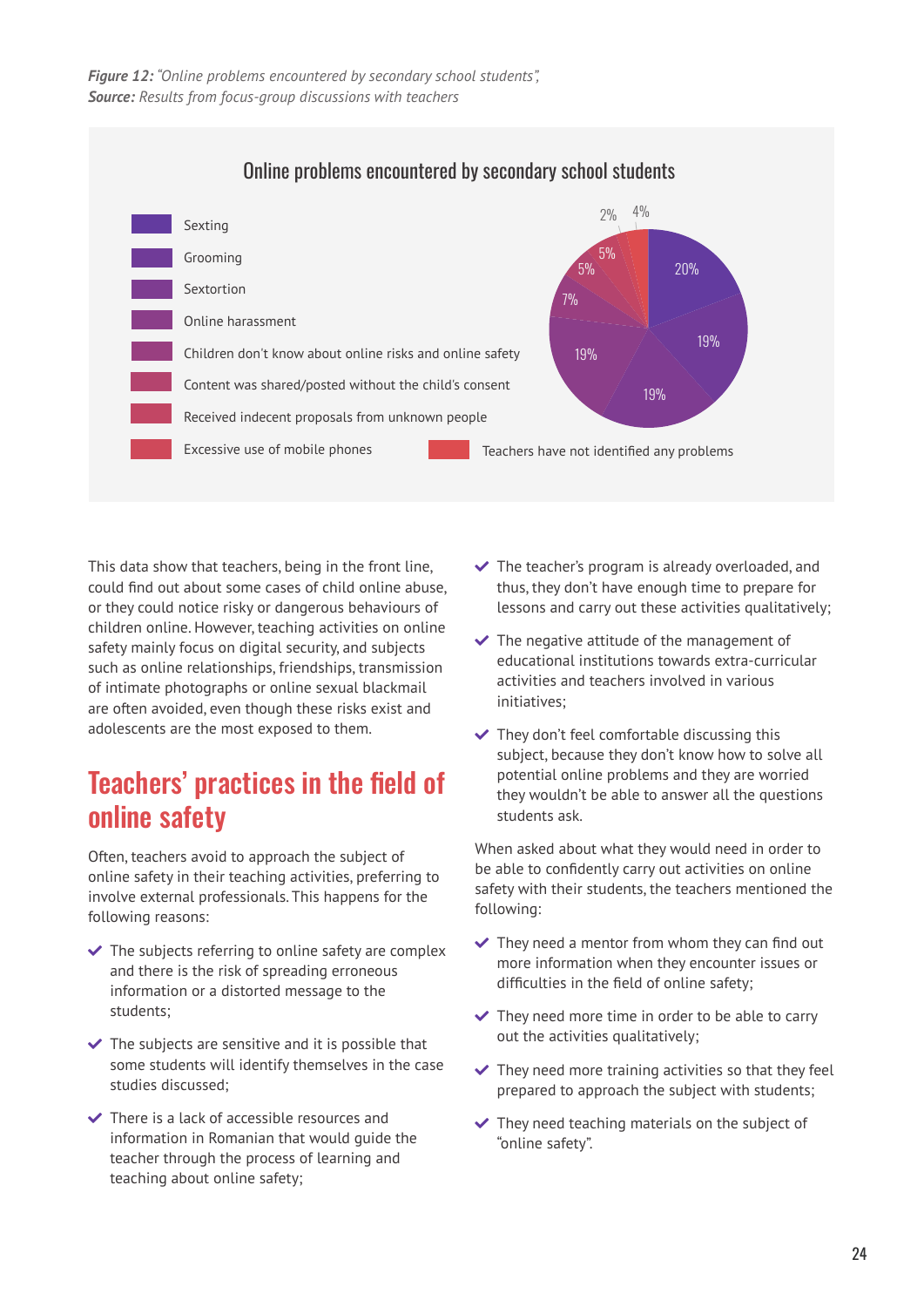***Figure 12:*** *"Online problems encountered by secondary school students",*
***Source:*** *Results from focus-group discussions with teachers*

Online problems encountered by secondary school students

| Category | Percentage |
|---|---|
| Sexting | 20% |
| Grooming | 19% |
| Sextortion | 19% |
| Online harassment | 19% |
| Children don't know about online risks and online safety | 7% |
| Content was shared/posted without the child's consent | 5% |
| Received indecent proposals from unknown people | 5% |
| Excessive use of mobile phones | 2% |
| Teachers have not identified any problems | 4% |

This data show that teachers, being in the front line, could find out about some cases of child online abuse, or they could notice risky or dangerous behaviours of children online. However, teaching activities on online safety mainly focus on digital security, and subjects such as online relationships, friendships, transmission of intimate photographs or online sexual blackmail are often avoided, even though these risks exist and adolescents are the most exposed to them.

## Teachers' practices in the field of online safety

Often, teachers avoid to approach the subject of online safety in their teaching activities, preferring to involve external professionals. This happens for the following reasons:

- The subjects referring to online safety are complex and there is the risk of spreading erroneous information or a distorted message to the students;
- The subjects are sensitive and it is possible that some students will identify themselves in the case studies discussed;
- There is a lack of accessible resources and information in Romanian that would guide the teacher through the process of learning and teaching about online safety;
- The teacher's program is already overloaded, and thus, they don't have enough time to prepare for lessons and carry out these activities qualitatively;
- The negative attitude of the management of educational institutions towards extra-curricular activities and teachers involved in various initiatives;
- They don't feel comfortable discussing this subject, because they don't know how to solve all potential online problems and they are worried they wouldn't be able to answer all the questions students ask.

When asked about what they would need in order to be able to confidently carry out activities on online safety with their students, the teachers mentioned the following:

- They need a mentor from whom they can find out more information when they encounter issues or difficulties in the field of online safety;
- They need more time in order to be able to carry out the activities qualitatively;
- They need more training activities so that they feel prepared to approach the subject with students;
- They need teaching materials on the subject of "online safety".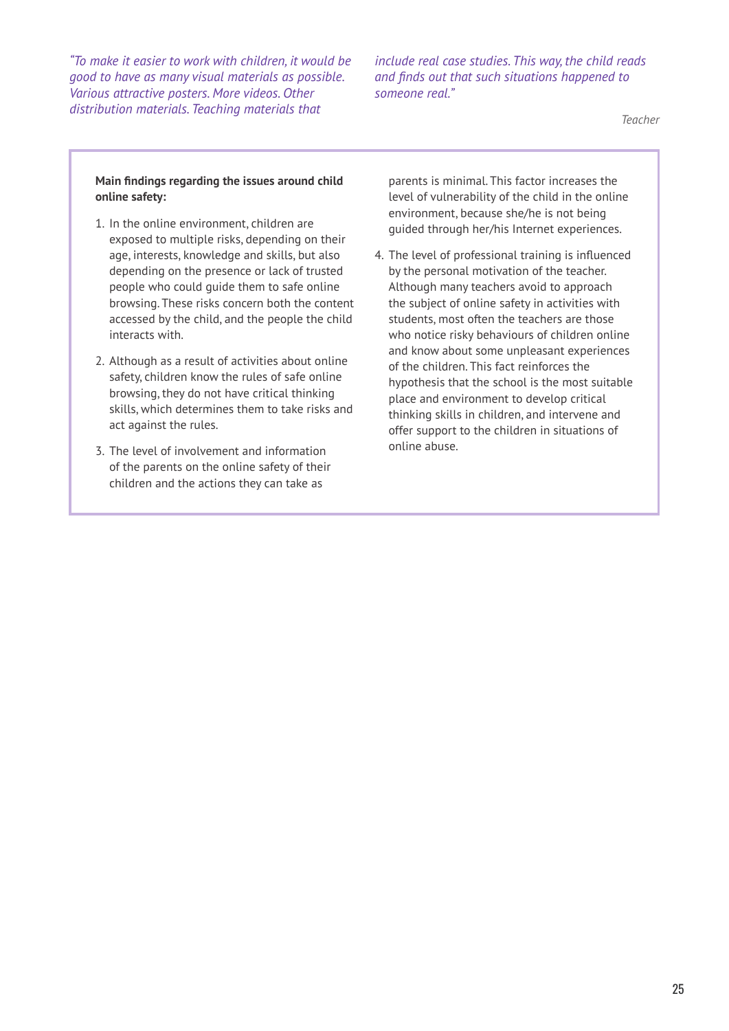*"To make it easier to work with children, it would be good to have as many visual materials as possible. Various attractive posters. More videos. Other distribution materials. Teaching materials that include real case studies. This way, the child reads and finds out that such situations happened to someone real."*

Teacher

**Main findings regarding the issues around child online safety:**

1. In the online environment, children are exposed to multiple risks, depending on their age, interests, knowledge and skills, but also depending on the presence or lack of trusted people who could guide them to safe online browsing. These risks concern both the content accessed by the child, and the people the child interacts with.
2. Although as a result of activities about online safety, children know the rules of safe online browsing, they do not have critical thinking skills, which determines them to take risks and act against the rules.
3. The level of involvement and information of the parents on the online safety of their children and the actions they can take as parents is minimal. This factor increases the level of vulnerability of the child in the online environment, because she/he is not being guided through her/his Internet experiences.
4. The level of professional training is influenced by the personal motivation of the teacher. Although many teachers avoid to approach the subject of online safety in activities with students, most often the teachers are those who notice risky behaviours of children online and know about some unpleasant experiences of the children. This fact reinforces the hypothesis that the school is the most suitable place and environment to develop critical thinking skills in children, and intervene and offer support to the children in situations of online abuse.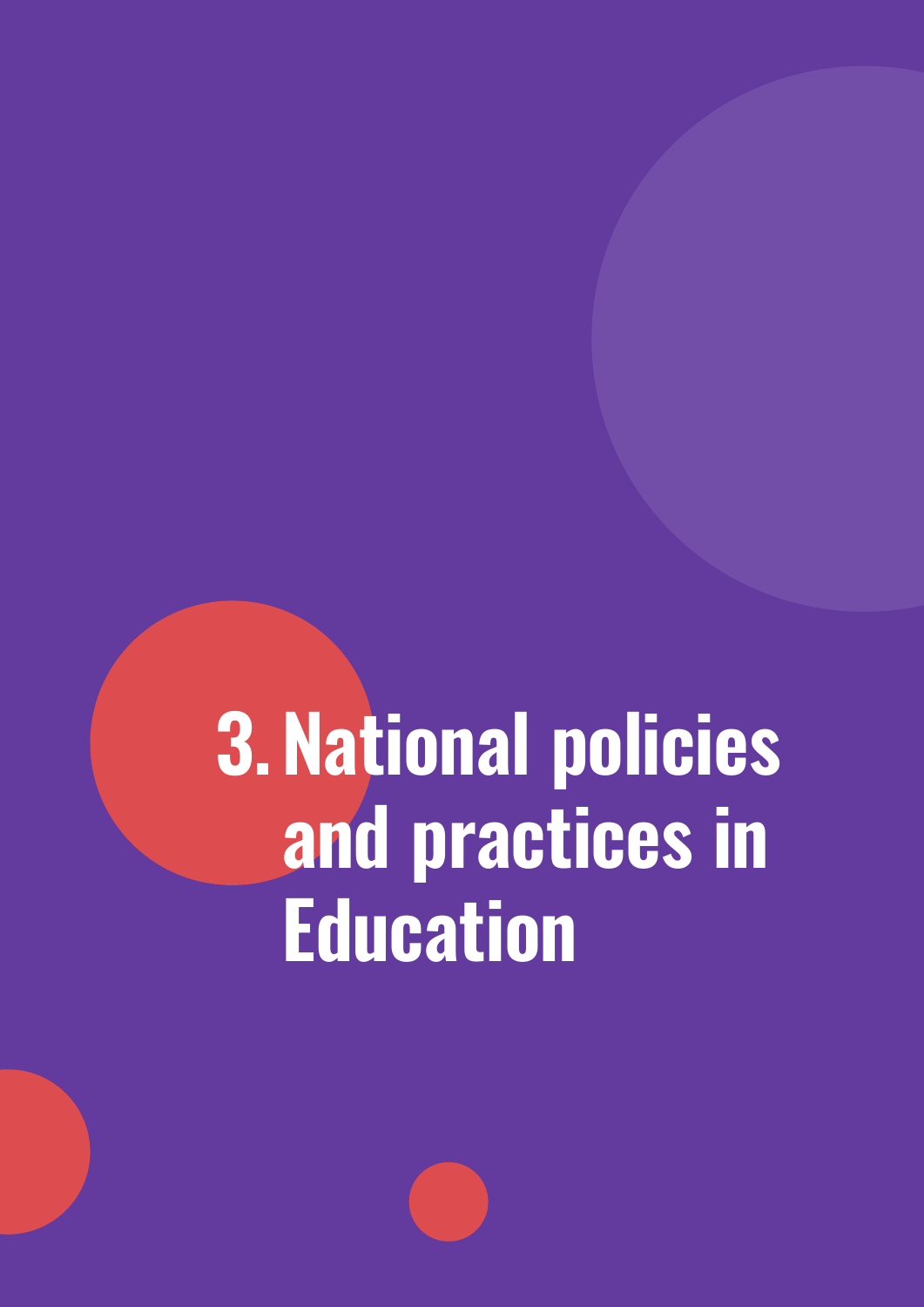# 3. National policies and practices in Education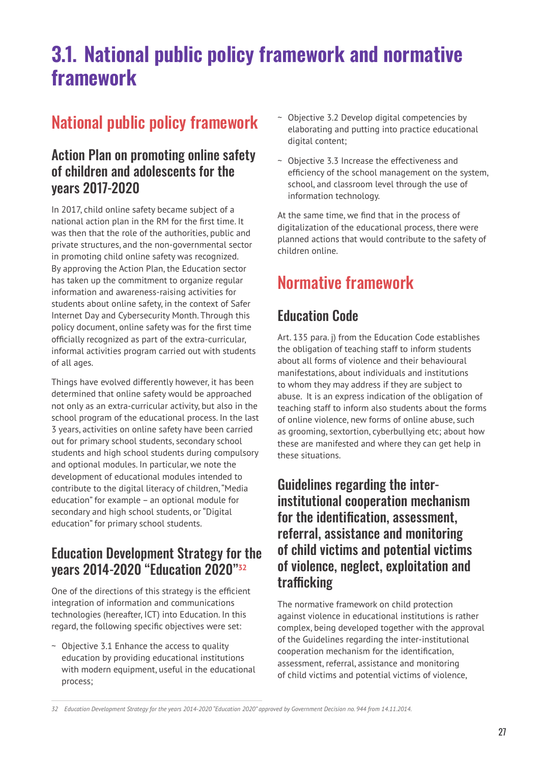# 3.1. National public policy framework and normative framework

## National public policy framework

### Action Plan on promoting online safety of children and adolescents for the years 2017-2020

In 2017, child online safety became subject of a national action plan in the RM for the first time. It was then that the role of the authorities, public and private structures, and the non-governmental sector in promoting child online safety was recognized. By approving the Action Plan, the Education sector has taken up the commitment to organize regular information and awareness-raising activities for students about online safety, in the context of Safer Internet Day and Cybersecurity Month. Through this policy document, online safety was for the first time officially recognized as part of the extra-curricular, informal activities program carried out with students of all ages.

Things have evolved differently however, it has been determined that online safety would be approached not only as an extra-curricular activity, but also in the school program of the educational process. In the last 3 years, activities on online safety have been carried out for primary school students, secondary school students and high school students during compulsory and optional modules. In particular, we note the development of educational modules intended to contribute to the digital literacy of children, "Media education" for example – an optional module for secondary and high school students, or "Digital education" for primary school students.

### Education Development Strategy for the years 2014-2020 "Education 2020"[32]

One of the directions of this strategy is the efficient integration of information and communications technologies (hereafter, ICT) into Education. In this regard, the following specific objectives were set:

- Objective 3.1 Enhance the access to quality education by providing educational institutions with modern equipment, useful in the educational process;
- Objective 3.2 Develop digital competencies by elaborating and putting into practice educational digital content;
- Objective 3.3 Increase the effectiveness and efficiency of the school management on the system, school, and classroom level through the use of information technology.

At the same time, we find that in the process of digitalization of the educational process, there were planned actions that would contribute to the safety of children online.

## Normative framework

### Education Code

Art. 135 para. j) from the Education Code establishes the obligation of teaching staff to inform students about all forms of violence and their behavioural manifestations, about individuals and institutions to whom they may address if they are subject to abuse. It is an express indication of the obligation of teaching staff to inform also students about the forms of online violence, new forms of online abuse, such as grooming, sextortion, cyberbullying etc; about how these are manifested and where they can get help in these situations.

### Guidelines regarding the inter-institutional cooperation mechanism for the identification, assessment, referral, assistance and monitoring of child victims and potential victims of violence, neglect, exploitation and trafficking

The normative framework on child protection against violence in educational institutions is rather complex, being developed together with the approval of the Guidelines regarding the inter-institutional cooperation mechanism for the identification, assessment, referral, assistance and monitoring of child victims and potential victims of violence,

---

*32 Education Development Strategy for the years 2014-2020 "Education 2020" approved by Government Decision no. 944 from 14.11.2014.*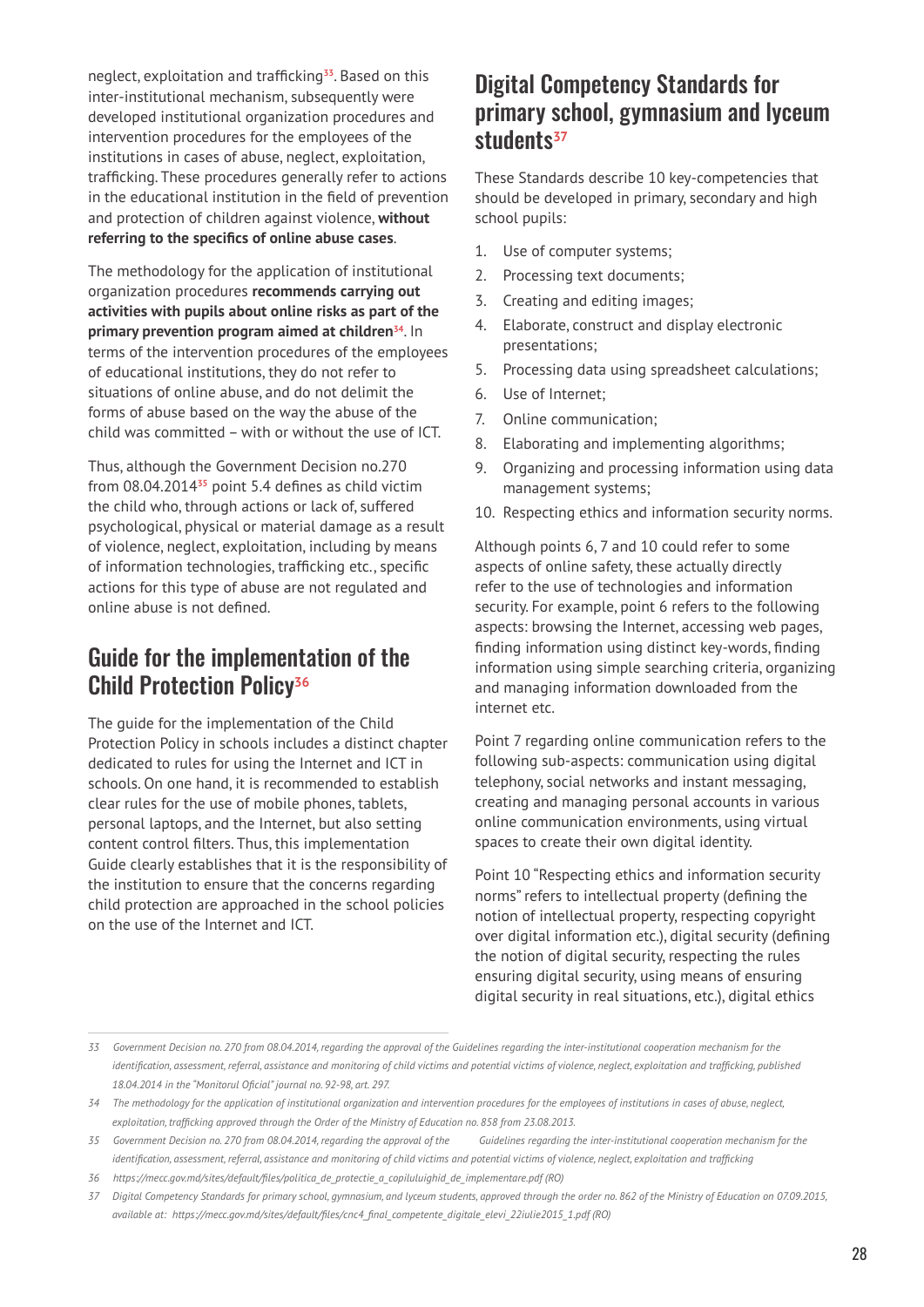neglect, exploitation and trafficking[33]. Based on this inter-institutional mechanism, subsequently were developed institutional organization procedures and intervention procedures for the employees of the institutions in cases of abuse, neglect, exploitation, trafficking. These procedures generally refer to actions in the educational institution in the field of prevention and protection of children against violence, **without referring to the specifics of online abuse cases**.

The methodology for the application of institutional organization procedures **recommends carrying out activities with pupils about online risks as part of the primary prevention program aimed at children**[34]. In terms of the intervention procedures of the employees of educational institutions, they do not refer to situations of online abuse, and do not delimit the forms of abuse based on the way the abuse of the child was committed – with or without the use of ICT.

Thus, although the Government Decision no.270 from 08.04.2014[35] point 5.4 defines as child victim the child who, through actions or lack of, suffered psychological, physical or material damage as a result of violence, neglect, exploitation, including by means of information technologies, trafficking etc., specific actions for this type of abuse are not regulated and online abuse is not defined.

## Guide for the implementation of the Child Protection Policy[36]

The guide for the implementation of the Child Protection Policy in schools includes a distinct chapter dedicated to rules for using the Internet and ICT in schools. On one hand, it is recommended to establish clear rules for the use of mobile phones, tablets, personal laptops, and the Internet, but also setting content control filters. Thus, this implementation Guide clearly establishes that it is the responsibility of the institution to ensure that the concerns regarding child protection are approached in the school policies on the use of the Internet and ICT.

## Digital Competency Standards for primary school, gymnasium and lyceum students[37]

These Standards describe 10 key-competencies that should be developed in primary, secondary and high school pupils:

1. Use of computer systems;
2. Processing text documents;
3. Creating and editing images;
4. Elaborate, construct and display electronic presentations;
5. Processing data using spreadsheet calculations;
6. Use of Internet;
7. Online communication;
8. Elaborating and implementing algorithms;
9. Organizing and processing information using data management systems;
10. Respecting ethics and information security norms.

Although points 6, 7 and 10 could refer to some aspects of online safety, these actually directly refer to the use of technologies and information security. For example, point 6 refers to the following aspects: browsing the Internet, accessing web pages, finding information using distinct key-words, finding information using simple searching criteria, organizing and managing information downloaded from the internet etc.

Point 7 regarding online communication refers to the following sub-aspects: communication using digital telephony, social networks and instant messaging, creating and managing personal accounts in various online communication environments, using virtual spaces to create their own digital identity.

Point 10 "Respecting ethics and information security norms" refers to intellectual property (defining the notion of intellectual property, respecting copyright over digital information etc.), digital security (defining the notion of digital security, respecting the rules ensuring digital security, using means of ensuring digital security in real situations, etc.), digital ethics

---

33 *Government Decision no. 270 from 08.04.2014, regarding the approval of the Guidelines regarding the inter-institutional cooperation mechanism for the identification, assessment, referral, assistance and monitoring of child victims and potential victims of violence, neglect, exploitation and trafficking, published 18.04.2014 in the "Monitorul Oficial" journal no. 92-98, art. 297.*

34 *The methodology for the application of institutional organization and intervention procedures for the employees of institutions in cases of abuse, neglect, exploitation, trafficking approved through the Order of the Ministry of Education no. 858 from 23.08.2013.*

35 *Government Decision no. 270 from 08.04.2014, regarding the approval of the Guidelines regarding the inter-institutional cooperation mechanism for the identification, assessment, referral, assistance and monitoring of child victims and potential victims of violence, neglect, exploitation and trafficking*

36 *https://mecc.gov.md/sites/default/files/politica_de_protectie_a_copilului_ghid_de_implementare.pdf (RO)*

37 *Digital Competency Standards for primary school, gymnasium, and lyceum students, approved through the order no. 862 of the Ministry of Education on 07.09.2015, available at: https://mecc.gov.md/sites/default/files/cnc4_final_competente_digitale_elevi_22iulie2015_1.pdf (RO)*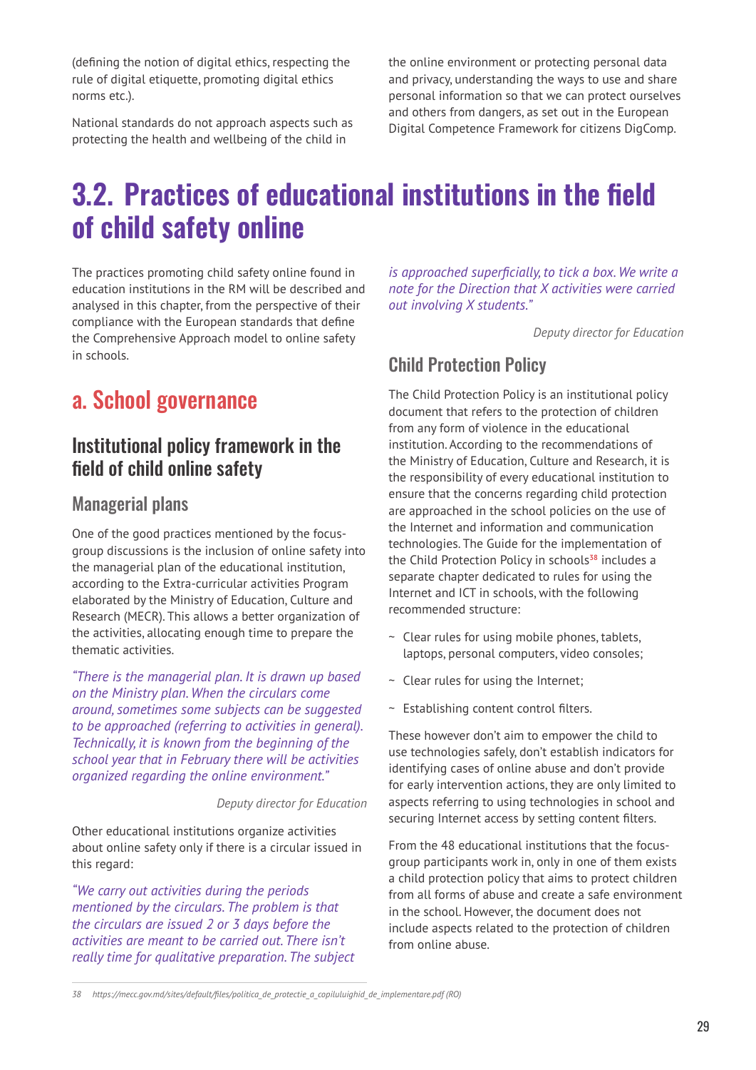(defining the notion of digital ethics, respecting the rule of digital etiquette, promoting digital ethics norms etc.).

National standards do not approach aspects such as protecting the health and wellbeing of the child in the online environment or protecting personal data and privacy, understanding the ways to use and share personal information so that we can protect ourselves and others from dangers, as set out in the European Digital Competence Framework for citizens DigComp.

# 3.2. Practices of educational institutions in the field of child safety online

The practices promoting child safety online found in education institutions in the RM will be described and analysed in this chapter, from the perspective of their compliance with the European standards that define the Comprehensive Approach model to online safety in schools.

## a. School governance

### Institutional policy framework in the field of child online safety

#### Managerial plans

One of the good practices mentioned by the focus-group discussions is the inclusion of online safety into the managerial plan of the educational institution, according to the Extra-curricular activities Program elaborated by the Ministry of Education, Culture and Research (MECR). This allows a better organization of the activities, allocating enough time to prepare the thematic activities.

*"There is the managerial plan. It is drawn up based on the Ministry plan. When the circulars come around, sometimes some subjects can be suggested to be approached (referring to activities in general). Technically, it is known from the beginning of the school year that in February there will be activities organized regarding the online environment."*

*Deputy director for Education*

Other educational institutions organize activities about online safety only if there is a circular issued in this regard:

*"We carry out activities during the periods mentioned by the circulars. The problem is that the circulars are issued 2 or 3 days before the activities are meant to be carried out. There isn't really time for qualitative preparation. The subject is approached superficially, to tick a box. We write a note for the Direction that X activities were carried out involving X students."*

*Deputy director for Education*

#### Child Protection Policy

The Child Protection Policy is an institutional policy document that refers to the protection of children from any form of violence in the educational institution. According to the recommendations of the Ministry of Education, Culture and Research, it is the responsibility of every educational institution to ensure that the concerns regarding child protection are approached in the school policies on the use of the Internet and information and communication technologies. The Guide for the implementation of the Child Protection Policy in schools[38] includes a separate chapter dedicated to rules for using the Internet and ICT in schools, with the following recommended structure:

- Clear rules for using mobile phones, tablets, laptops, personal computers, video consoles;
- Clear rules for using the Internet;
- Establishing content control filters.

These however don't aim to empower the child to use technologies safely, don't establish indicators for identifying cases of online abuse and don't provide for early intervention actions, they are only limited to aspects referring to using technologies in school and securing Internet access by setting content filters.

From the 48 educational institutions that the focus-group participants work in, only in one of them exists a child protection policy that aims to protect children from all forms of abuse and create a safe environment in the school. However, the document does not include aspects related to the protection of children from online abuse.

38 https://mecc.gov.md/sites/default/files/politica_de_protectie_a_copilului_ghid_de_implementare.pdf (RO)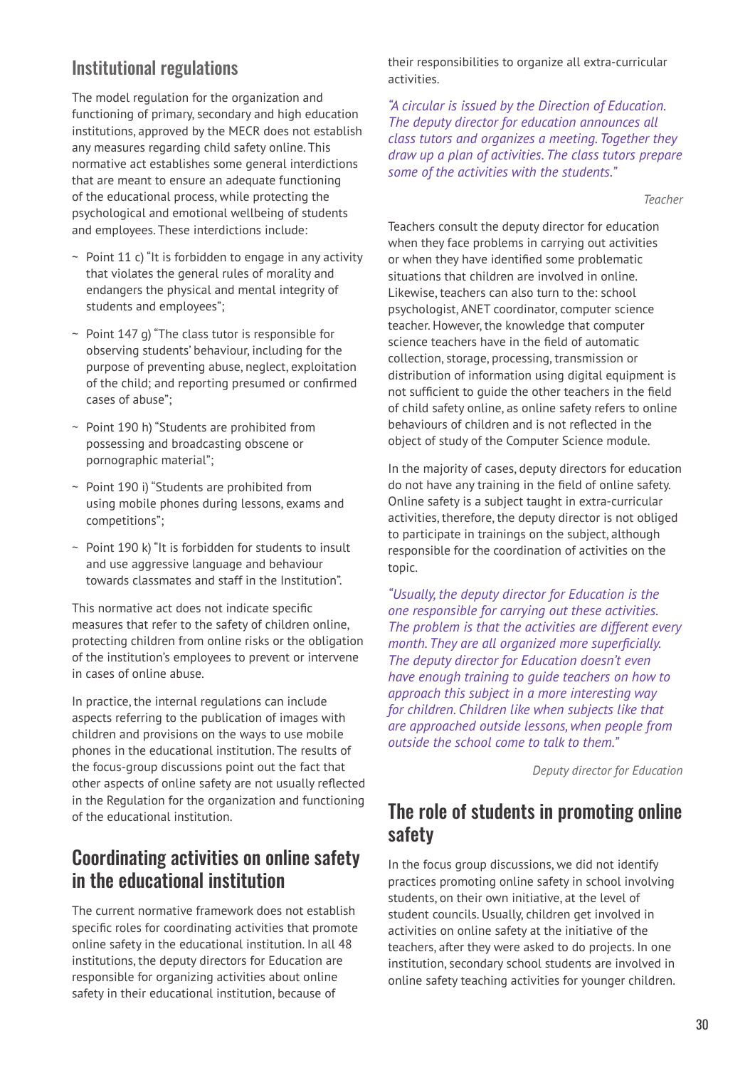## Institutional regulations

The model regulation for the organization and functioning of primary, secondary and high education institutions, approved by the MECR does not establish any measures regarding child safety online. This normative act establishes some general interdictions that are meant to ensure an adequate functioning of the educational process, while protecting the psychological and emotional wellbeing of students and employees. These interdictions include:

- Point 11 c) "It is forbidden to engage in any activity that violates the general rules of morality and endangers the physical and mental integrity of students and employees";
- Point 147 g) "The class tutor is responsible for observing students' behaviour, including for the purpose of preventing abuse, neglect, exploitation of the child; and reporting presumed or confirmed cases of abuse";
- Point 190 h) "Students are prohibited from possessing and broadcasting obscene or pornographic material";
- Point 190 i) "Students are prohibited from using mobile phones during lessons, exams and competitions";
- Point 190 k) "It is forbidden for students to insult and use aggressive language and behaviour towards classmates and staff in the Institution".

This normative act does not indicate specific measures that refer to the safety of children online, protecting children from online risks or the obligation of the institution's employees to prevent or intervene in cases of online abuse.

In practice, the internal regulations can include aspects referring to the publication of images with children and provisions on the ways to use mobile phones in the educational institution. The results of the focus-group discussions point out the fact that other aspects of online safety are not usually reflected in the Regulation for the organization and functioning of the educational institution.

## Coordinating activities on online safety in the educational institution

The current normative framework does not establish specific roles for coordinating activities that promote online safety in the educational institution. In all 48 institutions, the deputy directors for Education are responsible for organizing activities about online safety in their educational institution, because of their responsibilities to organize all extra-curricular activities.

*"A circular is issued by the Direction of Education. The deputy director for education announces all class tutors and organizes a meeting. Together they draw up a plan of activities. The class tutors prepare some of the activities with the students."*

*Teacher*

Teachers consult the deputy director for education when they face problems in carrying out activities or when they have identified some problematic situations that children are involved in online. Likewise, teachers can also turn to the: school psychologist, ANET coordinator, computer science teacher. However, the knowledge that computer science teachers have in the field of automatic collection, storage, processing, transmission or distribution of information using digital equipment is not sufficient to guide the other teachers in the field of child safety online, as online safety refers to online behaviours of children and is not reflected in the object of study of the Computer Science module.

In the majority of cases, deputy directors for education do not have any training in the field of online safety. Online safety is a subject taught in extra-curricular activities, therefore, the deputy director is not obliged to participate in trainings on the subject, although responsible for the coordination of activities on the topic.

*"Usually, the deputy director for Education is the one responsible for carrying out these activities. The problem is that the activities are different every month. They are all organized more superficially. The deputy director for Education doesn't even have enough training to guide teachers on how to approach this subject in a more interesting way for children. Children like when subjects like that are approached outside lessons, when people from outside the school come to talk to them."*

*Deputy director for Education*

## The role of students in promoting online safety

In the focus group discussions, we did not identify practices promoting online safety in school involving students, on their own initiative, at the level of student councils. Usually, children get involved in activities on online safety at the initiative of the teachers, after they were asked to do projects. In one institution, secondary school students are involved in online safety teaching activities for younger children.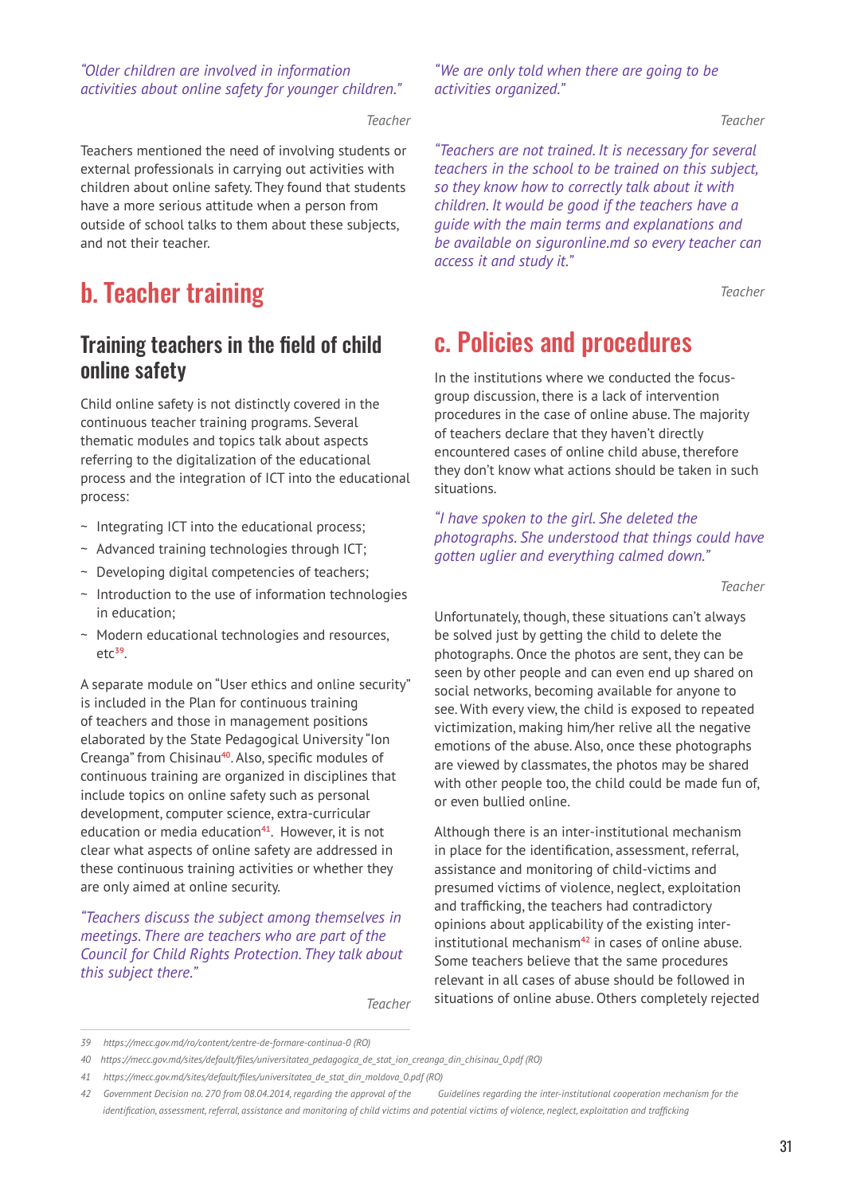*"Older children are involved in information activities about online safety for younger children."*

Teacher

Teachers mentioned the need of involving students or external professionals in carrying out activities with children about online safety. They found that students have a more serious attitude when a person from outside of school talks to them about these subjects, and not their teacher.

## b. Teacher training

### Training teachers in the field of child online safety

Child online safety is not distinctly covered in the continuous teacher training programs. Several thematic modules and topics talk about aspects referring to the digitalization of the educational process and the integration of ICT into the educational process:

- Integrating ICT into the educational process;
- Advanced training technologies through ICT;
- Developing digital competencies of teachers;
- Introduction to the use of information technologies in education;
- Modern educational technologies and resources, etc[39].

A separate module on "User ethics and online security" is included in the Plan for continuous training of teachers and those in management positions elaborated by the State Pedagogical University "Ion Creanga" from Chisinau[40]. Also, specific modules of continuous training are organized in disciplines that include topics on online safety such as personal development, computer science, extra-curricular education or media education[41]. However, it is not clear what aspects of online safety are addressed in these continuous training activities or whether they are only aimed at online security.

*"Teachers discuss the subject among themselves in meetings. There are teachers who are part of the Council for Child Rights Protection. They talk about this subject there."*

Teacher

*"We are only told when there are going to be activities organized."*

Teacher

*"Teachers are not trained. It is necessary for several teachers in the school to be trained on this subject, so they know how to correctly talk about it with children. It would be good if the teachers have a guide with the main terms and explanations and be available on siguronline.md so every teacher can access it and study it."*

Teacher

## c. Policies and procedures

In the institutions where we conducted the focus-group discussion, there is a lack of intervention procedures in the case of online abuse. The majority of teachers declare that they haven't directly encountered cases of online child abuse, therefore they don't know what actions should be taken in such situations.

*"I have spoken to the girl. She deleted the photographs. She understood that things could have gotten uglier and everything calmed down."*

Teacher

Unfortunately, though, these situations can't always be solved just by getting the child to delete the photographs. Once the photos are sent, they can be seen by other people and can even end up shared on social networks, becoming available for anyone to see. With every view, the child is exposed to repeated victimization, making him/her relive all the negative emotions of the abuse. Also, once these photographs are viewed by classmates, the photos may be shared with other people too, the child could be made fun of, or even bullied online.

Although there is an inter-institutional mechanism in place for the identification, assessment, referral, assistance and monitoring of child-victims and presumed victims of violence, neglect, exploitation and trafficking, the teachers had contradictory opinions about applicability of the existing inter-institutional mechanism[42] in cases of online abuse. Some teachers believe that the same procedures relevant in all cases of abuse should be followed in situations of online abuse. Others completely rejected

---

39 https://mecc.gov.md/ro/content/centre-de-formare-continua-0 (RO)

40 https://mecc.gov.md/sites/default/files/universitatea_pedagogica_de_stat_ion_creanga_din_chisinau_0.pdf (RO)

41 https://mecc.gov.md/sites/default/files/universitatea_de_stat_din_moldova_0.pdf (RO)

42 Government Decision no. 270 from 08.04.2014, regarding the approval of the Guidelines regarding the inter-institutional cooperation mechanism for the identification, assessment, referral, assistance and monitoring of child victims and potential victims of violence, neglect, exploitation and trafficking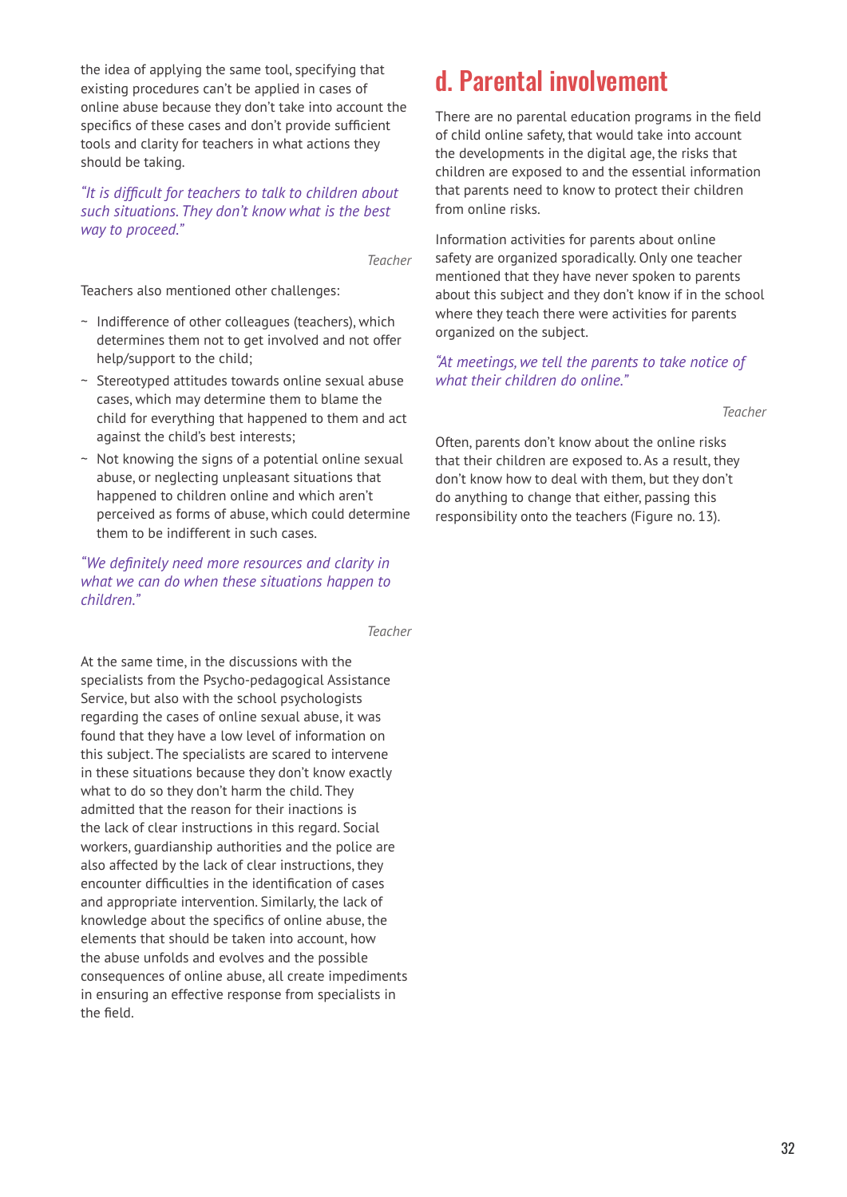the idea of applying the same tool, specifying that existing procedures can't be applied in cases of online abuse because they don't take into account the specifics of these cases and don't provide sufficient tools and clarity for teachers in what actions they should be taking.

*"It is difficult for teachers to talk to children about such situations. They don't know what is the best way to proceed."*

*Teacher*

Teachers also mentioned other challenges:

- Indifference of other colleagues (teachers), which determines them not to get involved and not offer help/support to the child;
- Stereotyped attitudes towards online sexual abuse cases, which may determine them to blame the child for everything that happened to them and act against the child's best interests;
- Not knowing the signs of a potential online sexual abuse, or neglecting unpleasant situations that happened to children online and which aren't perceived as forms of abuse, which could determine them to be indifferent in such cases.

*"We definitely need more resources and clarity in what we can do when these situations happen to children."*

*Teacher*

At the same time, in the discussions with the specialists from the Psycho-pedagogical Assistance Service, but also with the school psychologists regarding the cases of online sexual abuse, it was found that they have a low level of information on this subject. The specialists are scared to intervene in these situations because they don't know exactly what to do so they don't harm the child. They admitted that the reason for their inactions is the lack of clear instructions in this regard. Social workers, guardianship authorities and the police are also affected by the lack of clear instructions, they encounter difficulties in the identification of cases and appropriate intervention. Similarly, the lack of knowledge about the specifics of online abuse, the elements that should be taken into account, how the abuse unfolds and evolves and the possible consequences of online abuse, all create impediments in ensuring an effective response from specialists in the field.

## d. Parental involvement

There are no parental education programs in the field of child online safety, that would take into account the developments in the digital age, the risks that children are exposed to and the essential information that parents need to know to protect their children from online risks.

Information activities for parents about online safety are organized sporadically. Only one teacher mentioned that they have never spoken to parents about this subject and they don't know if in the school where they teach there were activities for parents organized on the subject.

*"At meetings, we tell the parents to take notice of what their children do online."*

*Teacher*

Often, parents don't know about the online risks that their children are exposed to. As a result, they don't know how to deal with them, but they don't do anything to change that either, passing this responsibility onto the teachers (Figure no. 13).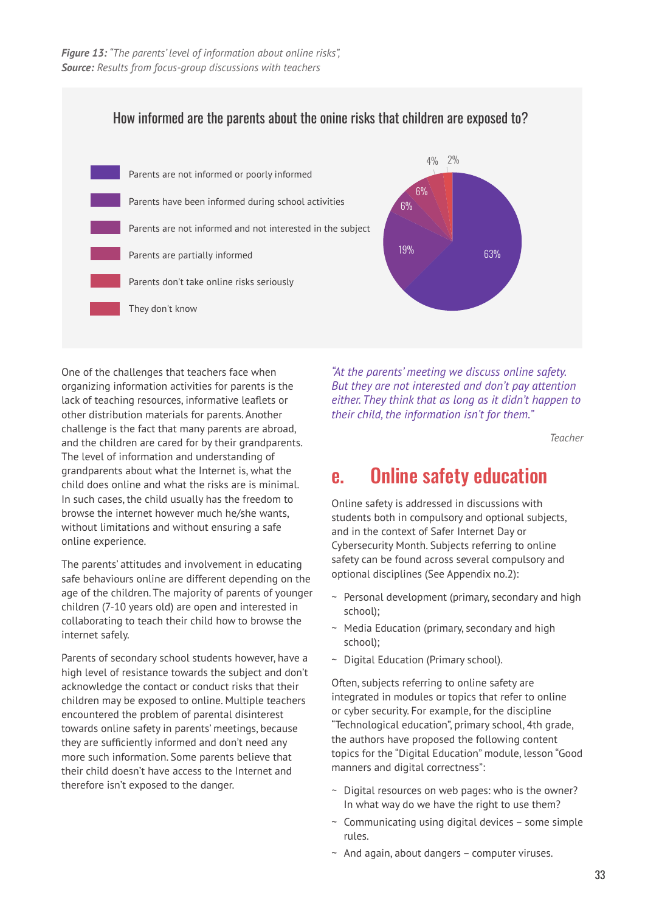***Figure 13:*** *"The parents' level of information about online risks",*
***Source:*** *Results from focus-group discussions with teachers*

How informed are the parents about the onine risks that children are exposed to?

| Category | % |
|---|---|
| Parents are not informed or poorly informed | 63% |
| Parents have been informed during school activities | 19% |
| Parents are not informed and not interested in the subject | 6% |
| Parents are partially informed | 6% |
| Parents don't take online risks seriously | 4% |
| They don't know | 2% |

One of the challenges that teachers face when organizing information activities for parents is the lack of teaching resources, informative leaflets or other distribution materials for parents. Another challenge is the fact that many parents are abroad, and the children are cared for by their grandparents. The level of information and understanding of grandparents about what the Internet is, what the child does online and what the risks are is minimal. In such cases, the child usually has the freedom to browse the internet however much he/she wants, without limitations and without ensuring a safe online experience.

The parents' attitudes and involvement in educating safe behaviours online are different depending on the age of the children. The majority of parents of younger children (7-10 years old) are open and interested in collaborating to teach their child how to browse the internet safely.

Parents of secondary school students however, have a high level of resistance towards the subject and don't acknowledge the contact or conduct risks that their children may be exposed to online. Multiple teachers encountered the problem of parental disinterest towards online safety in parents' meetings, because they are sufficiently informed and don't need any more such information. Some parents believe that their child doesn't have access to the Internet and therefore isn't exposed to the danger.

*"At the parents' meeting we discuss online safety. But they are not interested and don't pay attention either. They think that as long as it didn't happen to their child, the information isn't for them."*

*Teacher*

## e. Online safety education

Online safety is addressed in discussions with students both in compulsory and optional subjects, and in the context of Safer Internet Day or Cybersecurity Month. Subjects referring to online safety can be found across several compulsory and optional disciplines (See Appendix no.2):

- Personal development (primary, secondary and high school);
- Media Education (primary, secondary and high school);
- Digital Education (Primary school).

Often, subjects referring to online safety are integrated in modules or topics that refer to online or cyber security. For example, for the discipline "Technological education", primary school, 4th grade, the authors have proposed the following content topics for the "Digital Education" module, lesson "Good manners and digital correctness":

- Digital resources on web pages: who is the owner? In what way do we have the right to use them?
- Communicating using digital devices – some simple rules.
- And again, about dangers – computer viruses.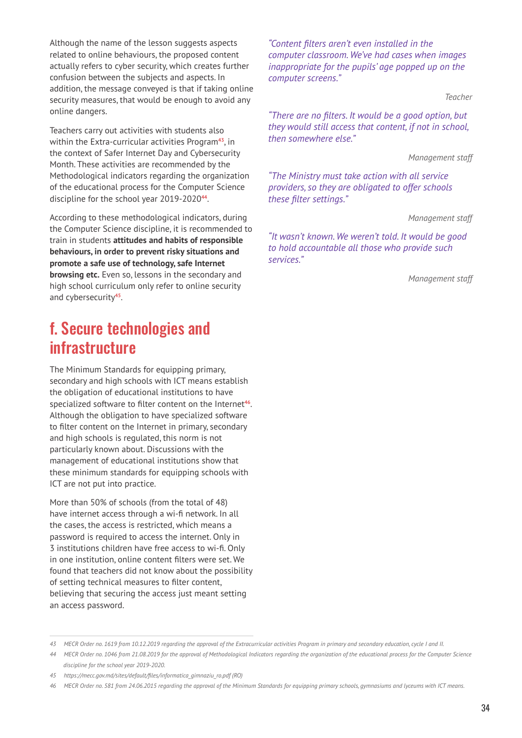Although the name of the lesson suggests aspects related to online behaviours, the proposed content actually refers to cyber security, which creates further confusion between the subjects and aspects. In addition, the message conveyed is that if taking online security measures, that would be enough to avoid any online dangers.

Teachers carry out activities with students also within the Extra-curricular activities Program[43], in the context of Safer Internet Day and Cybersecurity Month. These activities are recommended by the Methodological indicators regarding the organization of the educational process for the Computer Science discipline for the school year 2019-2020[44].

According to these methodological indicators, during the Computer Science discipline, it is recommended to train in students **attitudes and habits of responsible behaviours, in order to prevent risky situations and promote a safe use of technology, safe Internet browsing etc.** Even so, lessons in the secondary and high school curriculum only refer to online security and cybersecurity[45].

## f. Secure technologies and infrastructure

The Minimum Standards for equipping primary, secondary and high schools with ICT means establish the obligation of educational institutions to have specialized software to filter content on the Internet[46]. Although the obligation to have specialized software to filter content on the Internet in primary, secondary and high schools is regulated, this norm is not particularly known about. Discussions with the management of educational institutions show that these minimum standards for equipping schools with ICT are not put into practice.

More than 50% of schools (from the total of 48) have internet access through a wi-fi network. In all the cases, the access is restricted, which means a password is required to access the internet. Only in 3 institutions children have free access to wi-fi. Only in one institution, online content filters were set. We found that teachers did not know about the possibility of setting technical measures to filter content, believing that securing the access just meant setting an access password.

*"Content filters aren't even installed in the computer classroom. We've had cases when images inappropriate for the pupils' age popped up on the computer screens."*

Teacher

*"There are no filters. It would be a good option, but they would still access that content, if not in school, then somewhere else."*

Management staff

*"The Ministry must take action with all service providers, so they are obligated to offer schools these filter settings."*

Management staff

*"It wasn't known. We weren't told. It would be good to hold accountable all those who provide such services."*

Management staff

---

43 MECR Order no. 1619 from 10.12.2019 regarding the approval of the Extracurricular activities Program in primary and secondary education, cycle I and II.

44 MECR Order no. 1046 from 21.08.2019 for the approval of Methodological Indicators regarding the organization of the educational process for the Computer Science discipline for the school year 2019-2020.

45 https://mecc.gov.md/sites/default/files/informatica_gimnaziu_ro.pdf (RO)

46 MECR Order no. 581 from 24.06.2015 regarding the approval of the Minimum Standards for equipping primary schools, gymnasiums and lyceums with ICT means.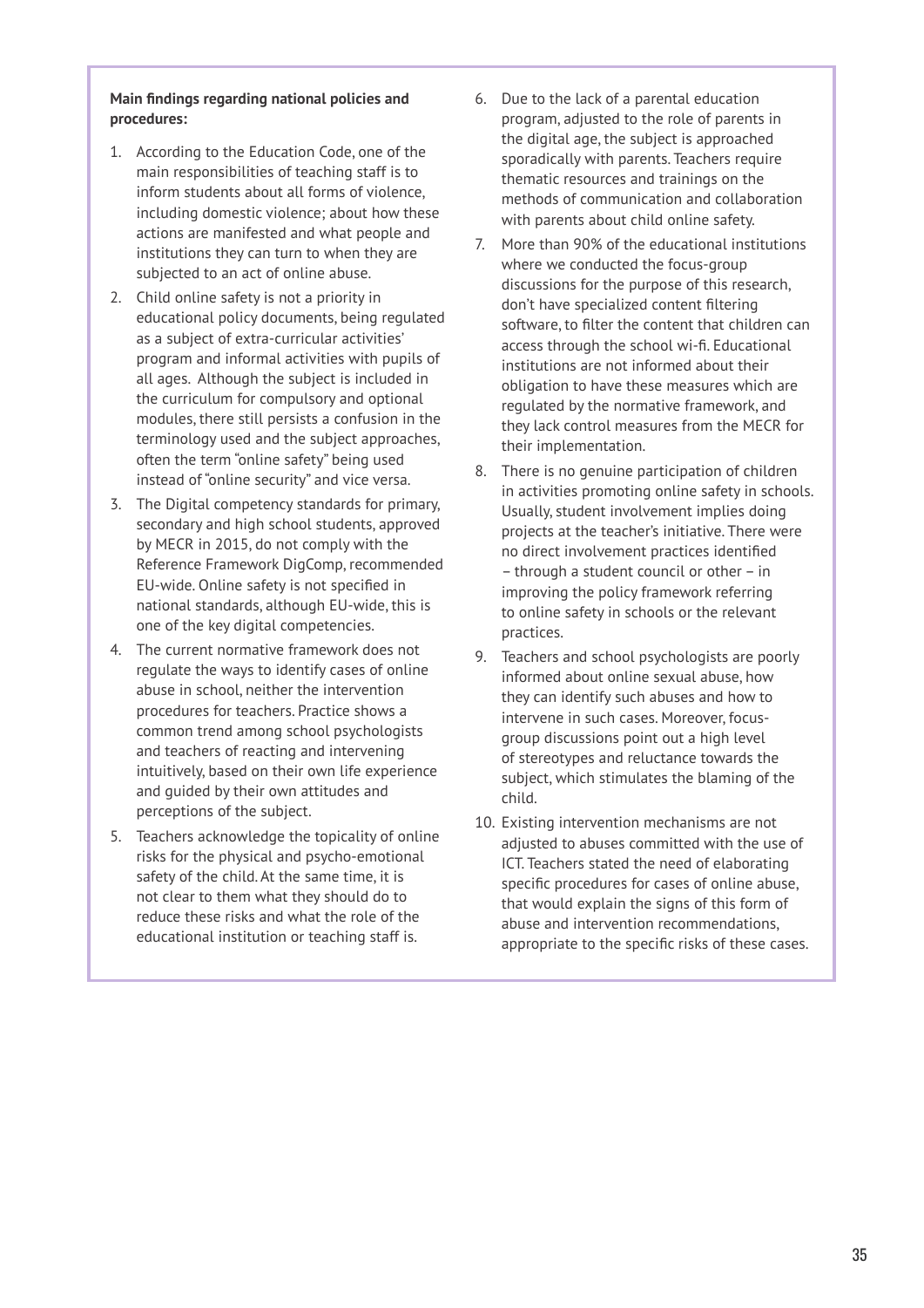**Main findings regarding national policies and procedures:**

1. According to the Education Code, one of the main responsibilities of teaching staff is to inform students about all forms of violence, including domestic violence; about how these actions are manifested and what people and institutions they can turn to when they are subjected to an act of online abuse.
2. Child online safety is not a priority in educational policy documents, being regulated as a subject of extra-curricular activities' program and informal activities with pupils of all ages. Although the subject is included in the curriculum for compulsory and optional modules, there still persists a confusion in the terminology used and the subject approaches, often the term "online safety" being used instead of "online security" and vice versa.
3. The Digital competency standards for primary, secondary and high school students, approved by MECR in 2015, do not comply with the Reference Framework DigComp, recommended EU-wide. Online safety is not specified in national standards, although EU-wide, this is one of the key digital competencies.
4. The current normative framework does not regulate the ways to identify cases of online abuse in school, neither the intervention procedures for teachers. Practice shows a common trend among school psychologists and teachers of reacting and intervening intuitively, based on their own life experience and guided by their own attitudes and perceptions of the subject.
5. Teachers acknowledge the topicality of online risks for the physical and psycho-emotional safety of the child. At the same time, it is not clear to them what they should do to reduce these risks and what the role of the educational institution or teaching staff is.
6. Due to the lack of a parental education program, adjusted to the role of parents in the digital age, the subject is approached sporadically with parents. Teachers require thematic resources and trainings on the methods of communication and collaboration with parents about child online safety.
7. More than 90% of the educational institutions where we conducted the focus-group discussions for the purpose of this research, don't have specialized content filtering software, to filter the content that children can access through the school wi-fi. Educational institutions are not informed about their obligation to have these measures which are regulated by the normative framework, and they lack control measures from the MECR for their implementation.
8. There is no genuine participation of children in activities promoting online safety in schools. Usually, student involvement implies doing projects at the teacher's initiative. There were no direct involvement practices identified – through a student council or other – in improving the policy framework referring to online safety in schools or the relevant practices.
9. Teachers and school psychologists are poorly informed about online sexual abuse, how they can identify such abuses and how to intervene in such cases. Moreover, focus-group discussions point out a high level of stereotypes and reluctance towards the subject, which stimulates the blaming of the child.
10. Existing intervention mechanisms are not adjusted to abuses committed with the use of ICT. Teachers stated the need of elaborating specific procedures for cases of online abuse, that would explain the signs of this form of abuse and intervention recommendations, appropriate to the specific risks of these cases.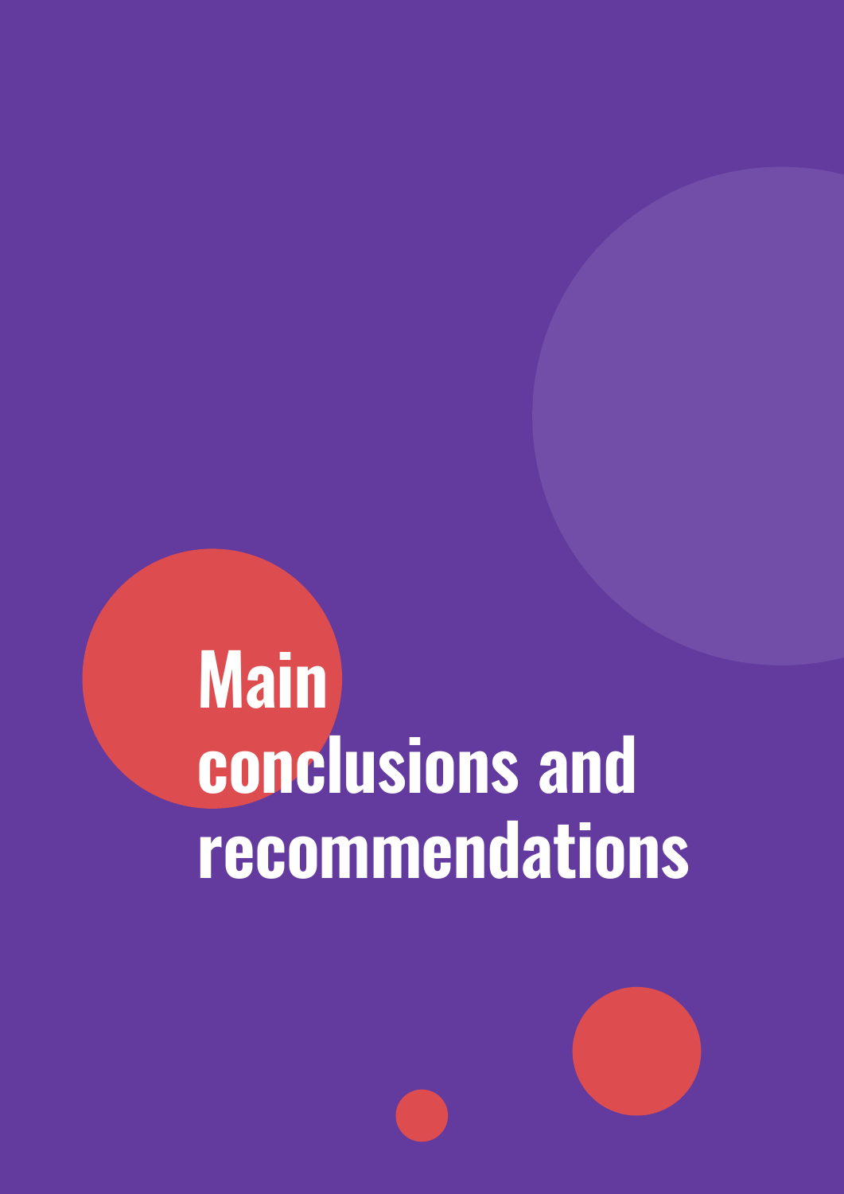# Main conclusions and recommendations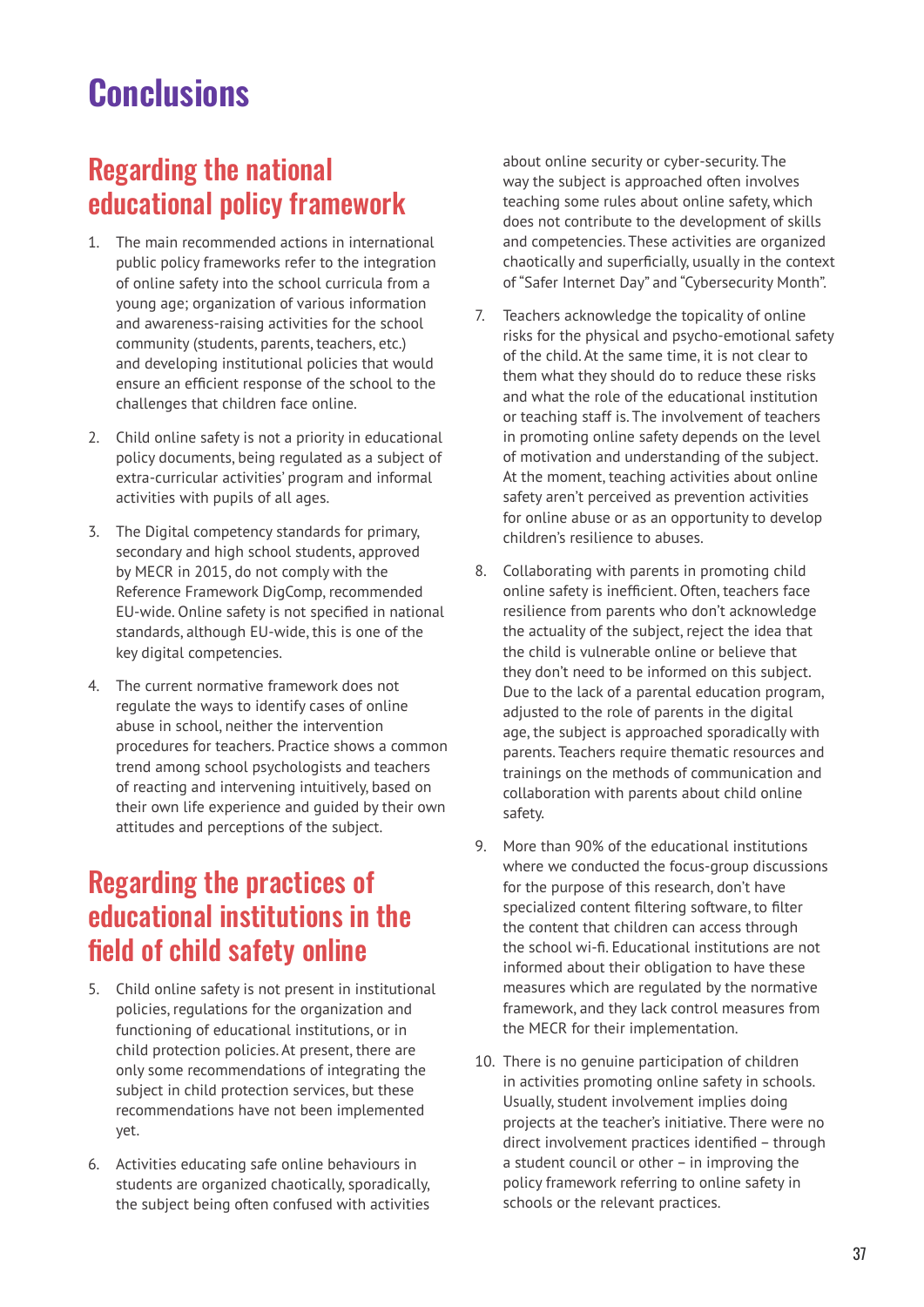# Conclusions

## Regarding the national educational policy framework

1. The main recommended actions in international public policy frameworks refer to the integration of online safety into the school curricula from a young age; organization of various information and awareness-raising activities for the school community (students, parents, teachers, etc.) and developing institutional policies that would ensure an efficient response of the school to the challenges that children face online.

2. Child online safety is not a priority in educational policy documents, being regulated as a subject of extra-curricular activities' program and informal activities with pupils of all ages.

3. The Digital competency standards for primary, secondary and high school students, approved by MECR in 2015, do not comply with the Reference Framework DigComp, recommended EU-wide. Online safety is not specified in national standards, although EU-wide, this is one of the key digital competencies.

4. The current normative framework does not regulate the ways to identify cases of online abuse in school, neither the intervention procedures for teachers. Practice shows a common trend among school psychologists and teachers of reacting and intervening intuitively, based on their own life experience and guided by their own attitudes and perceptions of the subject.

## Regarding the practices of educational institutions in the field of child safety online

5. Child online safety is not present in institutional policies, regulations for the organization and functioning of educational institutions, or in child protection policies. At present, there are only some recommendations of integrating the subject in child protection services, but these recommendations have not been implemented yet.

6. Activities educating safe online behaviours in students are organized chaotically, sporadically, the subject being often confused with activities about online security or cyber-security. The way the subject is approached often involves teaching some rules about online safety, which does not contribute to the development of skills and competencies. These activities are organized chaotically and superficially, usually in the context of "Safer Internet Day" and "Cybersecurity Month".

7. Teachers acknowledge the topicality of online risks for the physical and psycho-emotional safety of the child. At the same time, it is not clear to them what they should do to reduce these risks and what the role of the educational institution or teaching staff is. The involvement of teachers in promoting online safety depends on the level of motivation and understanding of the subject. At the moment, teaching activities about online safety aren't perceived as prevention activities for online abuse or as an opportunity to develop children's resilience to abuses.

8. Collaborating with parents in promoting child online safety is inefficient. Often, teachers face resilience from parents who don't acknowledge the actuality of the subject, reject the idea that the child is vulnerable online or believe that they don't need to be informed on this subject. Due to the lack of a parental education program, adjusted to the role of parents in the digital age, the subject is approached sporadically with parents. Teachers require thematic resources and trainings on the methods of communication and collaboration with parents about child online safety.

9. More than 90% of the educational institutions where we conducted the focus-group discussions for the purpose of this research, don't have specialized content filtering software, to filter the content that children can access through the school wi-fi. Educational institutions are not informed about their obligation to have these measures which are regulated by the normative framework, and they lack control measures from the MECR for their implementation.

10. There is no genuine participation of children in activities promoting online safety in schools. Usually, student involvement implies doing projects at the teacher's initiative. There were no direct involvement practices identified – through a student council or other – in improving the policy framework referring to online safety in schools or the relevant practices.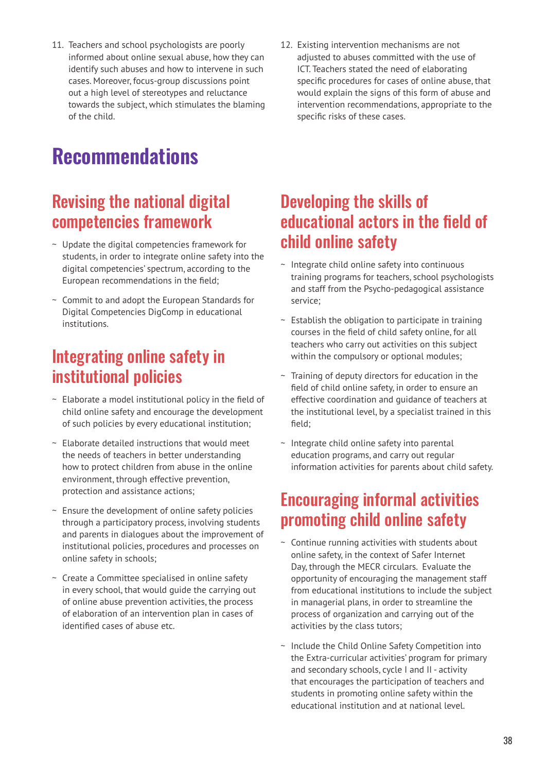11. Teachers and school psychologists are poorly informed about online sexual abuse, how they can identify such abuses and how to intervene in such cases. Moreover, focus-group discussions point out a high level of stereotypes and reluctance towards the subject, which stimulates the blaming of the child.

12. Existing intervention mechanisms are not adjusted to abuses committed with the use of ICT. Teachers stated the need of elaborating specific procedures for cases of online abuse, that would explain the signs of this form of abuse and intervention recommendations, appropriate to the specific risks of these cases.

# Recommendations

## Revising the national digital competencies framework

- Update the digital competencies framework for students, in order to integrate online safety into the digital competencies' spectrum, according to the European recommendations in the field;
- Commit to and adopt the European Standards for Digital Competencies DigComp in educational institutions.

## Integrating online safety in institutional policies

- Elaborate a model institutional policy in the field of child online safety and encourage the development of such policies by every educational institution;
- Elaborate detailed instructions that would meet the needs of teachers in better understanding how to protect children from abuse in the online environment, through effective prevention, protection and assistance actions;
- Ensure the development of online safety policies through a participatory process, involving students and parents in dialogues about the improvement of institutional policies, procedures and processes on online safety in schools;
- Create a Committee specialised in online safety in every school, that would guide the carrying out of online abuse prevention activities, the process of elaboration of an intervention plan in cases of identified cases of abuse etc.

## Developing the skills of educational actors in the field of child online safety

- Integrate child online safety into continuous training programs for teachers, school psychologists and staff from the Psycho-pedagogical assistance service;
- Establish the obligation to participate in training courses in the field of child safety online, for all teachers who carry out activities on this subject within the compulsory or optional modules;
- Training of deputy directors for education in the field of child online safety, in order to ensure an effective coordination and guidance of teachers at the institutional level, by a specialist trained in this field;
- Integrate child online safety into parental education programs, and carry out regular information activities for parents about child safety.

## Encouraging informal activities promoting child online safety

- Continue running activities with students about online safety, in the context of Safer Internet Day, through the MECR circulars. Evaluate the opportunity of encouraging the management staff from educational institutions to include the subject in managerial plans, in order to streamline the process of organization and carrying out of the activities by the class tutors;
- Include the Child Online Safety Competition into the Extra-curricular activities' program for primary and secondary schools, cycle I and II - activity that encourages the participation of teachers and students in promoting online safety within the educational institution and at national level.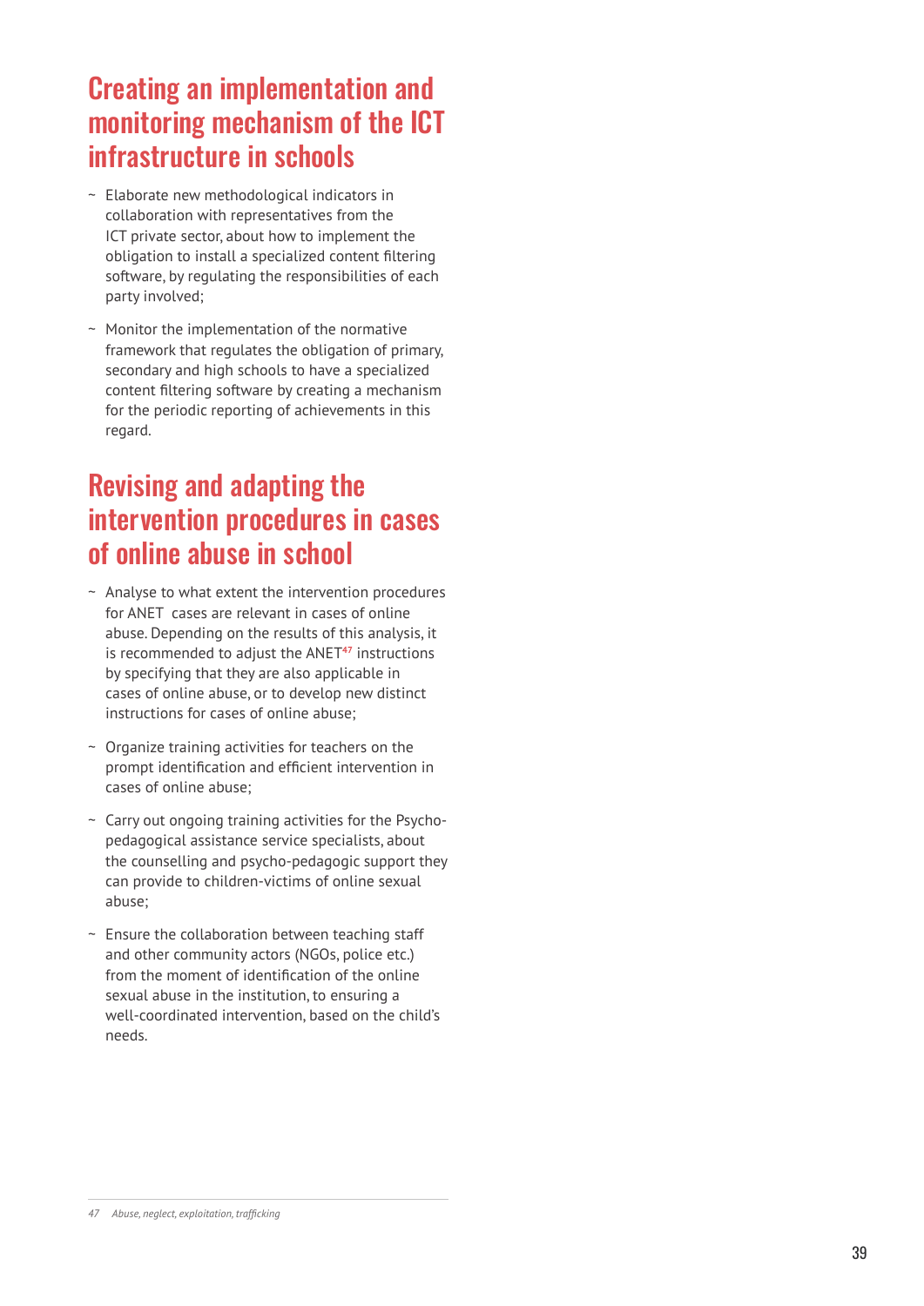## Creating an implementation and monitoring mechanism of the ICT infrastructure in schools

- Elaborate new methodological indicators in collaboration with representatives from the ICT private sector, about how to implement the obligation to install a specialized content filtering software, by regulating the responsibilities of each party involved;
- Monitor the implementation of the normative framework that regulates the obligation of primary, secondary and high schools to have a specialized content filtering software by creating a mechanism for the periodic reporting of achievements in this regard.

## Revising and adapting the intervention procedures in cases of online abuse in school

- Analyse to what extent the intervention procedures for ANET cases are relevant in cases of online abuse. Depending on the results of this analysis, it is recommended to adjust the ANET[47] instructions by specifying that they are also applicable in cases of online abuse, or to develop new distinct instructions for cases of online abuse;
- Organize training activities for teachers on the prompt identification and efficient intervention in cases of online abuse;
- Carry out ongoing training activities for the Psycho-pedagogical assistance service specialists, about the counselling and psycho-pedagogic support they can provide to children-victims of online sexual abuse;
- Ensure the collaboration between teaching staff and other community actors (NGOs, police etc.) from the moment of identification of the online sexual abuse in the institution, to ensuring a well-coordinated intervention, based on the child's needs.

---

47 *Abuse, neglect, exploitation, trafficking*